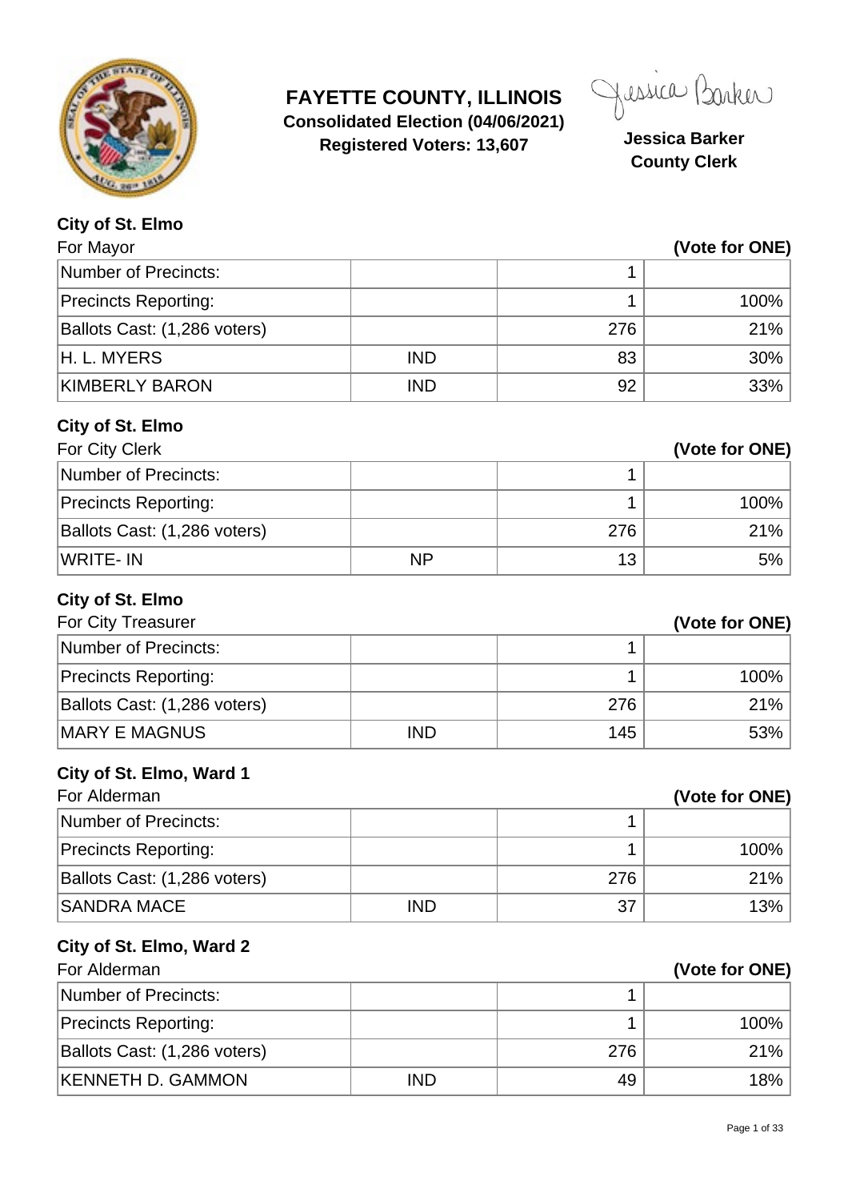# FAYETTE COUNTY, ILLINOIS

**Consolidated Election (04/06/2021)**

**Registered Voters: 13,607**

Jessica Barker

**Jessica Barker**
**County Clerk**

### City of St. Elmo

For Mayor **(Vote for ONE)**

| | | | |
|---|---|---|---|
| Number of Precincts: | | 1 | |
| Precincts Reporting: | | 1 | 100% |
| Ballots Cast: (1,286 voters) | | 276 | 21% |
| H. L. MYERS | IND | 83 | 30% |
| KIMBERLY BARON | IND | 92 | 33% |

### City of St. Elmo

For City Clerk **(Vote for ONE)**

| | | | |
|---|---|---|---|
| Number of Precincts: | | 1 | |
| Precincts Reporting: | | 1 | 100% |
| Ballots Cast: (1,286 voters) | | 276 | 21% |
| WRITE- IN | NP | 13 | 5% |

### City of St. Elmo

For City Treasurer **(Vote for ONE)**

| | | | |
|---|---|---|---|
| Number of Precincts: | | 1 | |
| Precincts Reporting: | | 1 | 100% |
| Ballots Cast: (1,286 voters) | | 276 | 21% |
| MARY E MAGNUS | IND | 145 | 53% |

### City of St. Elmo, Ward 1

For Alderman **(Vote for ONE)**

| | | | |
|---|---|---|---|
| Number of Precincts: | | 1 | |
| Precincts Reporting: | | 1 | 100% |
| Ballots Cast: (1,286 voters) | | 276 | 21% |
| SANDRA MACE | IND | 37 | 13% |

### City of St. Elmo, Ward 2

For Alderman **(Vote for ONE)**

| | | | |
|---|---|---|---|
| Number of Precincts: | | 1 | |
| Precincts Reporting: | | 1 | 100% |
| Ballots Cast: (1,286 voters) | | 276 | 21% |
| KENNETH D. GAMMON | IND | 49 | 18% |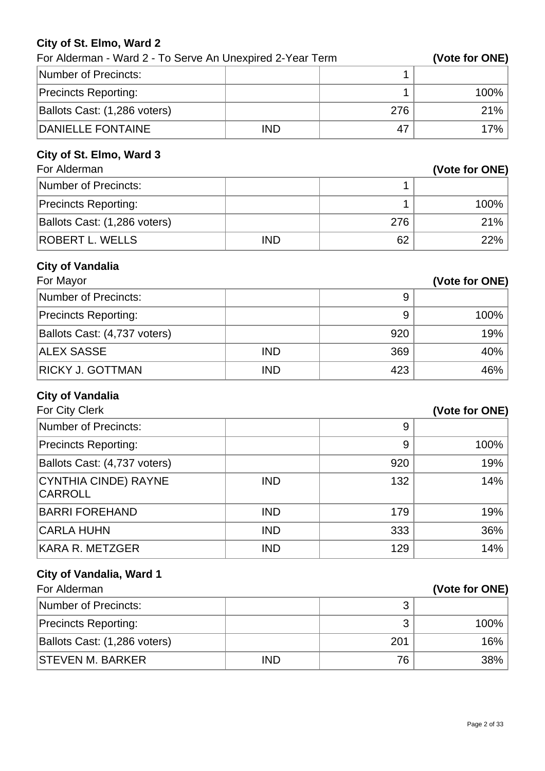### City of St. Elmo, Ward 2

For Alderman - Ward 2 - To Serve An Unexpired 2-Year Term **(Vote for ONE)**

| | | | |
|---|---|---|---|
| Number of Precincts: | | 1 | |
| Precincts Reporting: | | 1 | 100% |
| Ballots Cast: (1,286 voters) | | 276 | 21% |
| DANIELLE FONTAINE | IND | 47 | 17% |

### City of St. Elmo, Ward 3

For Alderman **(Vote for ONE)**

| | | | |
|---|---|---|---|
| Number of Precincts: | | 1 | |
| Precincts Reporting: | | 1 | 100% |
| Ballots Cast: (1,286 voters) | | 276 | 21% |
| ROBERT L. WELLS | IND | 62 | 22% |

### City of Vandalia

For Mayor **(Vote for ONE)**

| | | | |
|---|---|---|---|
| Number of Precincts: | | 9 | |
| Precincts Reporting: | | 9 | 100% |
| Ballots Cast: (4,737 voters) | | 920 | 19% |
| ALEX SASSE | IND | 369 | 40% |
| RICKY J. GOTTMAN | IND | 423 | 46% |

### City of Vandalia

For City Clerk **(Vote for ONE)**

| | | | |
|---|---|---|---|
| Number of Precincts: | | 9 | |
| Precincts Reporting: | | 9 | 100% |
| Ballots Cast: (4,737 voters) | | 920 | 19% |
| CYNTHIA CINDE) RAYNE CARROLL | IND | 132 | 14% |
| BARRI FOREHAND | IND | 179 | 19% |
| CARLA HUHN | IND | 333 | 36% |
| KARA R. METZGER | IND | 129 | 14% |

### City of Vandalia, Ward 1

For Alderman **(Vote for ONE)**

| | | | |
|---|---|---|---|
| Number of Precincts: | | 3 | |
| Precincts Reporting: | | 3 | 100% |
| Ballots Cast: (1,286 voters) | | 201 | 16% |
| STEVEN M. BARKER | IND | 76 | 38% |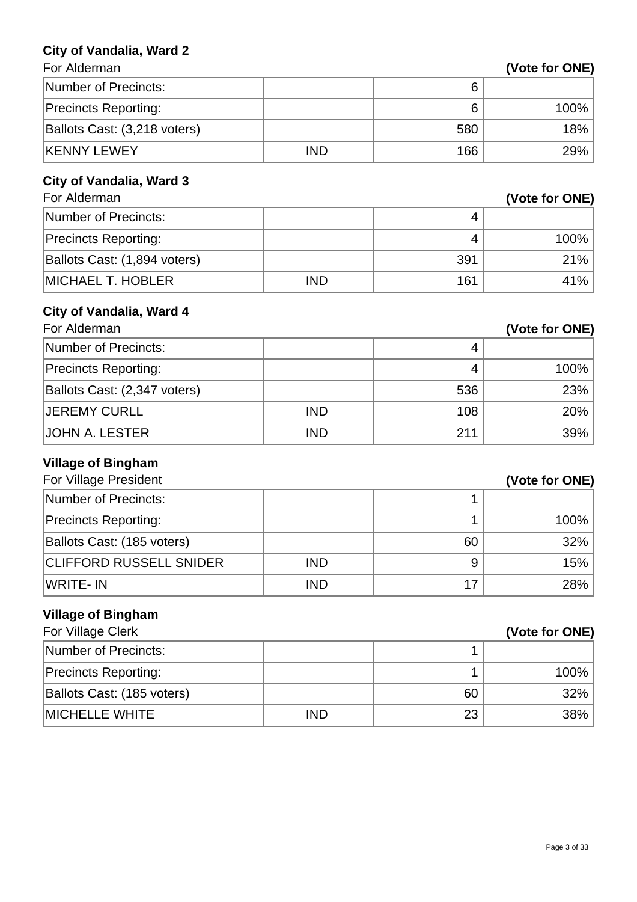### City of Vandalia, Ward 2

For Alderman **(Vote for ONE)**

| | | | |
|---|---|---|---|
| Number of Precincts: | | 6 | |
| Precincts Reporting: | | 6 | 100% |
| Ballots Cast: (3,218 voters) | | 580 | 18% |
| KENNY LEWEY | IND | 166 | 29% |

### City of Vandalia, Ward 3

For Alderman **(Vote for ONE)**

| | | | |
|---|---|---|---|
| Number of Precincts: | | 4 | |
| Precincts Reporting: | | 4 | 100% |
| Ballots Cast: (1,894 voters) | | 391 | 21% |
| MICHAEL T. HOBLER | IND | 161 | 41% |

### City of Vandalia, Ward 4

For Alderman **(Vote for ONE)**

| | | | |
|---|---|---|---|
| Number of Precincts: | | 4 | |
| Precincts Reporting: | | 4 | 100% |
| Ballots Cast: (2,347 voters) | | 536 | 23% |
| JEREMY CURLL | IND | 108 | 20% |
| JOHN A. LESTER | IND | 211 | 39% |

### Village of Bingham

For Village President **(Vote for ONE)**

| | | | |
|---|---|---|---|
| Number of Precincts: | | 1 | |
| Precincts Reporting: | | 1 | 100% |
| Ballots Cast: (185 voters) | | 60 | 32% |
| CLIFFORD RUSSELL SNIDER | IND | 9 | 15% |
| WRITE- IN | IND | 17 | 28% |

### Village of Bingham

For Village Clerk **(Vote for ONE)**

| | | | |
|---|---|---|---|
| Number of Precincts: | | 1 | |
| Precincts Reporting: | | 1 | 100% |
| Ballots Cast: (185 voters) | | 60 | 32% |
| MICHELLE WHITE | IND | 23 | 38% |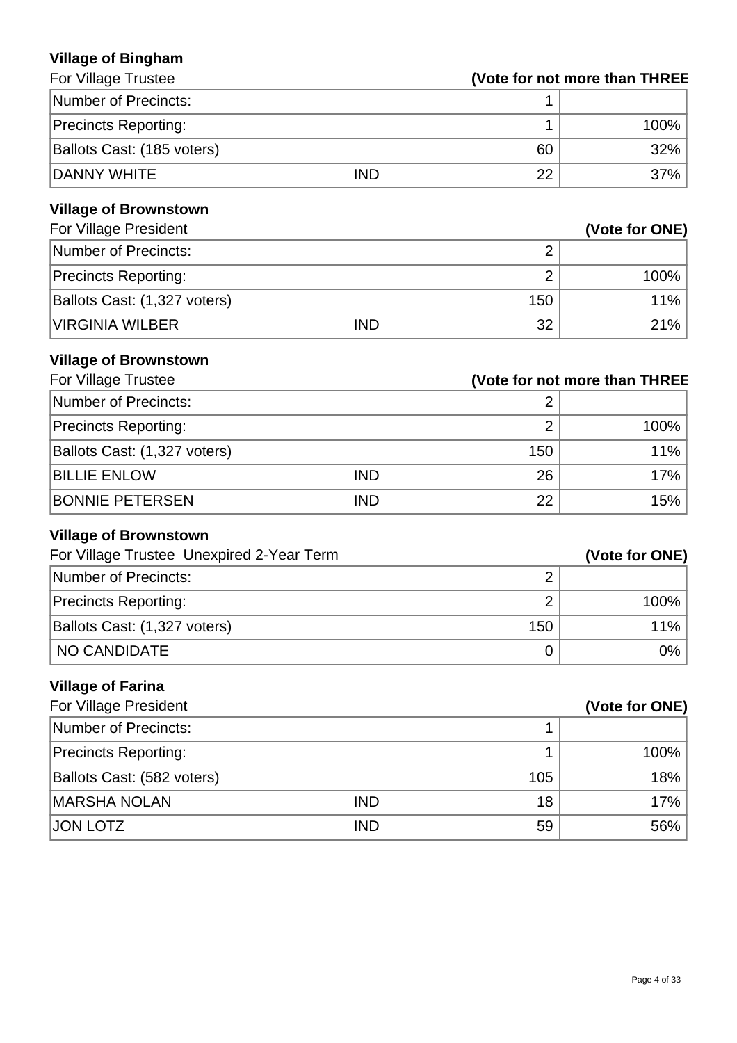**Village of Bingham**

For Village Trustee **(Vote for not more than THREE**

| | | | |
|---|---|---|---|
| Number of Precincts: | | 1 | |
| Precincts Reporting: | | 1 | 100% |
| Ballots Cast: (185 voters) | | 60 | 32% |
| DANNY WHITE | IND | 22 | 37% |

**Village of Brownstown**

For Village President **(Vote for ONE)**

| | | | |
|---|---|---|---|
| Number of Precincts: | | 2 | |
| Precincts Reporting: | | 2 | 100% |
| Ballots Cast: (1,327 voters) | | 150 | 11% |
| VIRGINIA WILBER | IND | 32 | 21% |

**Village of Brownstown**

For Village Trustee **(Vote for not more than THREE**

| | | | |
|---|---|---|---|
| Number of Precincts: | | 2 | |
| Precincts Reporting: | | 2 | 100% |
| Ballots Cast: (1,327 voters) | | 150 | 11% |
| BILLIE ENLOW | IND | 26 | 17% |
| BONNIE PETERSEN | IND | 22 | 15% |

**Village of Brownstown**

For Village Trustee Unexpired 2-Year Term **(Vote for ONE)**

| | | | |
|---|---|---|---|
| Number of Precincts: | | 2 | |
| Precincts Reporting: | | 2 | 100% |
| Ballots Cast: (1,327 voters) | | 150 | 11% |
| NO CANDIDATE | | 0 | 0% |

**Village of Farina**

For Village President **(Vote for ONE)**

| | | | |
|---|---|---|---|
| Number of Precincts: | | 1 | |
| Precincts Reporting: | | 1 | 100% |
| Ballots Cast: (582 voters) | | 105 | 18% |
| MARSHA NOLAN | IND | 18 | 17% |
| JON LOTZ | IND | 59 | 56% |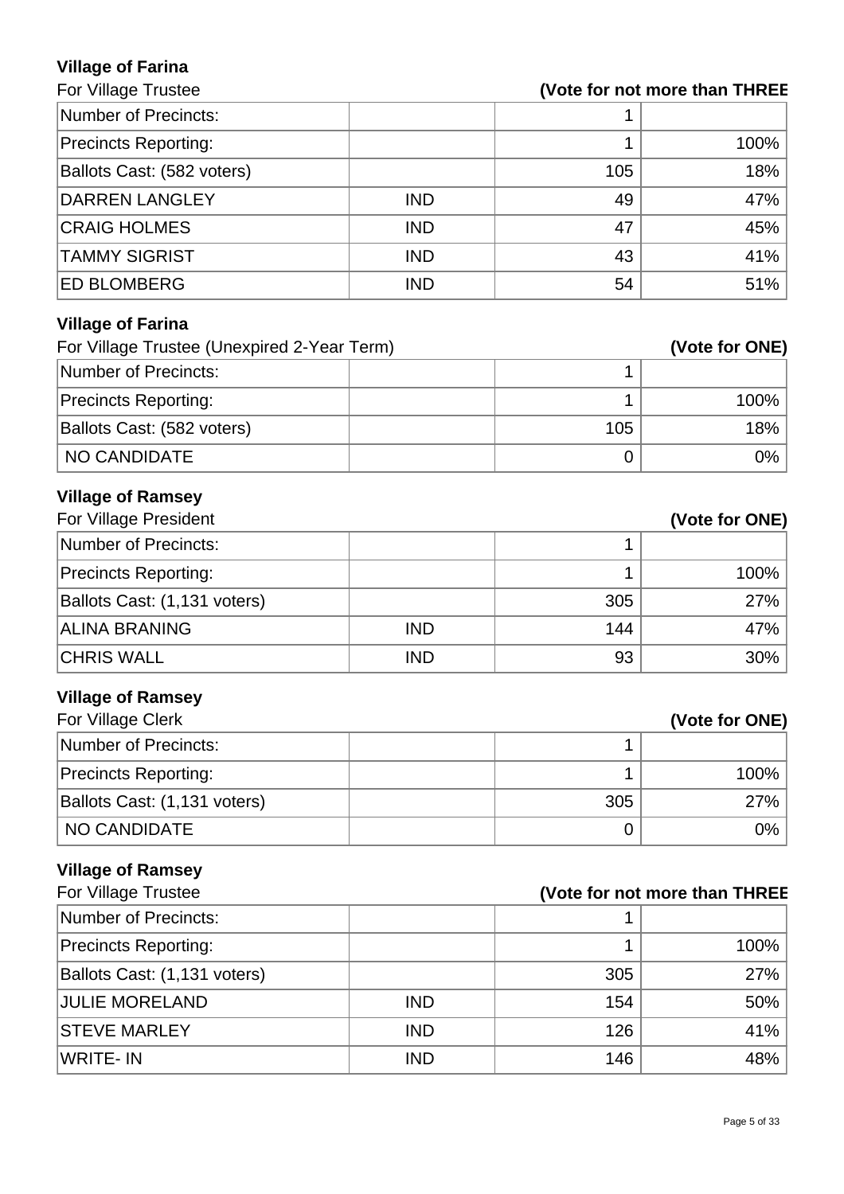## Village of Farina

For Village Trustee **(Vote for not more than THREE**

| | | | |
|---|---|---|---|
| Number of Precincts: | | 1 | |
| Precincts Reporting: | | 1 | 100% |
| Ballots Cast: (582 voters) | | 105 | 18% |
| DARREN LANGLEY | IND | 49 | 47% |
| CRAIG HOLMES | IND | 47 | 45% |
| TAMMY SIGRIST | IND | 43 | 41% |
| ED BLOMBERG | IND | 54 | 51% |

## Village of Farina

For Village Trustee (Unexpired 2-Year Term) **(Vote for ONE)**

| | | | |
|---|---|---|---|
| Number of Precincts: | | 1 | |
| Precincts Reporting: | | 1 | 100% |
| Ballots Cast: (582 voters) | | 105 | 18% |
| NO CANDIDATE | | 0 | 0% |

## Village of Ramsey

For Village President **(Vote for ONE)**

| | | | |
|---|---|---|---|
| Number of Precincts: | | 1 | |
| Precincts Reporting: | | 1 | 100% |
| Ballots Cast: (1,131 voters) | | 305 | 27% |
| ALINA BRANING | IND | 144 | 47% |
| CHRIS WALL | IND | 93 | 30% |

## Village of Ramsey

For Village Clerk **(Vote for ONE)**

| | | | |
|---|---|---|---|
| Number of Precincts: | | 1 | |
| Precincts Reporting: | | 1 | 100% |
| Ballots Cast: (1,131 voters) | | 305 | 27% |
| NO CANDIDATE | | 0 | 0% |

## Village of Ramsey

For Village Trustee **(Vote for not more than THREE**

| | | | |
|---|---|---|---|
| Number of Precincts: | | 1 | |
| Precincts Reporting: | | 1 | 100% |
| Ballots Cast: (1,131 voters) | | 305 | 27% |
| JULIE MORELAND | IND | 154 | 50% |
| STEVE MARLEY | IND | 126 | 41% |
| WRITE- IN | IND | 146 | 48% |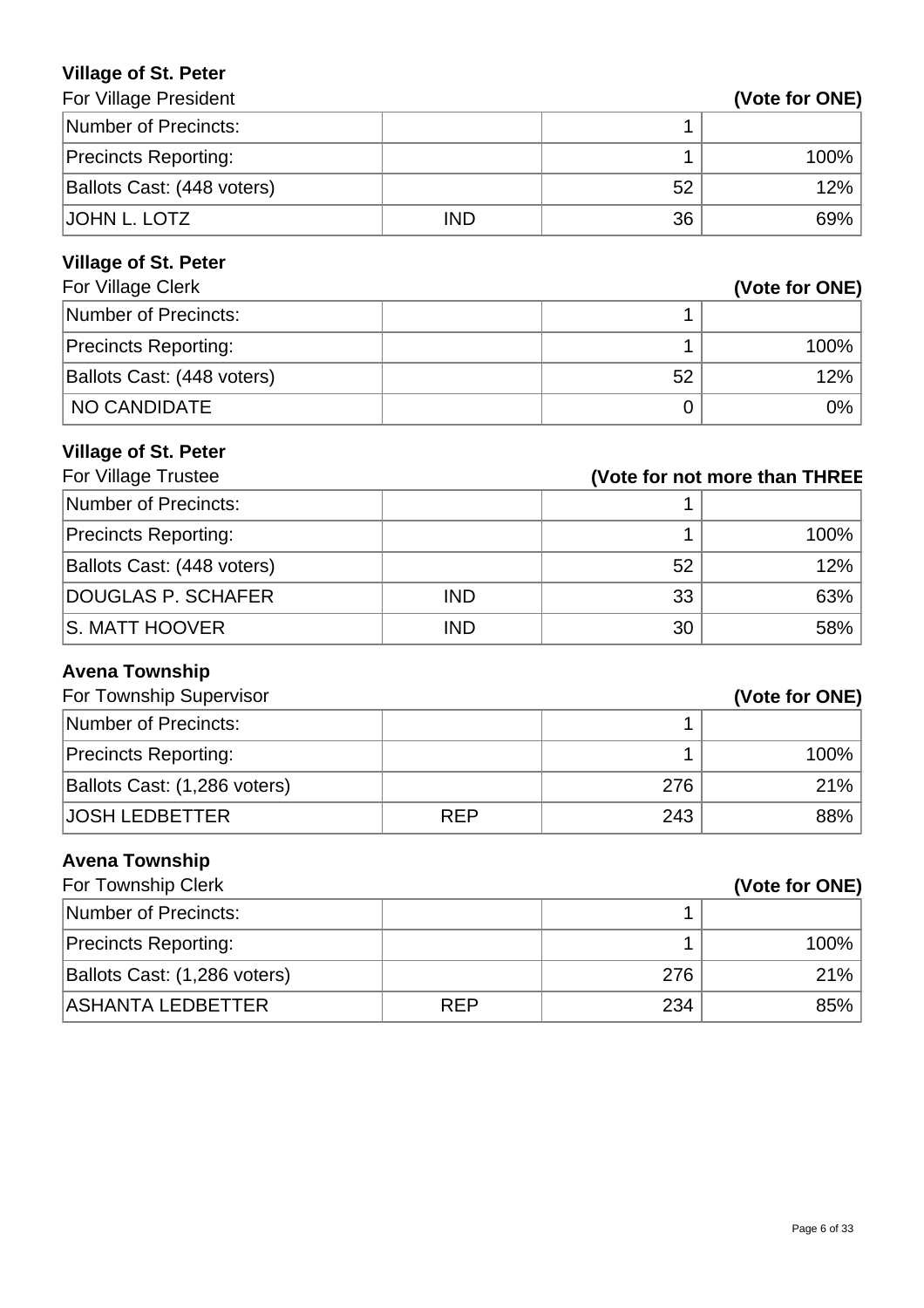**Village of St. Peter**

For Village President **(Vote for ONE)**

| | | | |
|---|---|---|---|
| Number of Precincts: | | 1 | |
| Precincts Reporting: | | 1 | 100% |
| Ballots Cast: (448 voters) | | 52 | 12% |
| JOHN L. LOTZ | IND | 36 | 69% |

**Village of St. Peter**

For Village Clerk **(Vote for ONE)**

| | | | |
|---|---|---|---|
| Number of Precincts: | | 1 | |
| Precincts Reporting: | | 1 | 100% |
| Ballots Cast: (448 voters) | | 52 | 12% |
| NO CANDIDATE | | 0 | 0% |

**Village of St. Peter**

For Village Trustee **(Vote for not more than THREE**

| | | | |
|---|---|---|---|
| Number of Precincts: | | 1 | |
| Precincts Reporting: | | 1 | 100% |
| Ballots Cast: (448 voters) | | 52 | 12% |
| DOUGLAS P. SCHAFER | IND | 33 | 63% |
| S. MATT HOOVER | IND | 30 | 58% |

**Avena Township**

For Township Supervisor **(Vote for ONE)**

| | | | |
|---|---|---|---|
| Number of Precincts: | | 1 | |
| Precincts Reporting: | | 1 | 100% |
| Ballots Cast: (1,286 voters) | | 276 | 21% |
| JOSH LEDBETTER | REP | 243 | 88% |

**Avena Township**

For Township Clerk **(Vote for ONE)**

| | | | |
|---|---|---|---|
| Number of Precincts: | | 1 | |
| Precincts Reporting: | | 1 | 100% |
| Ballots Cast: (1,286 voters) | | 276 | 21% |
| ASHANTA LEDBETTER | REP | 234 | 85% |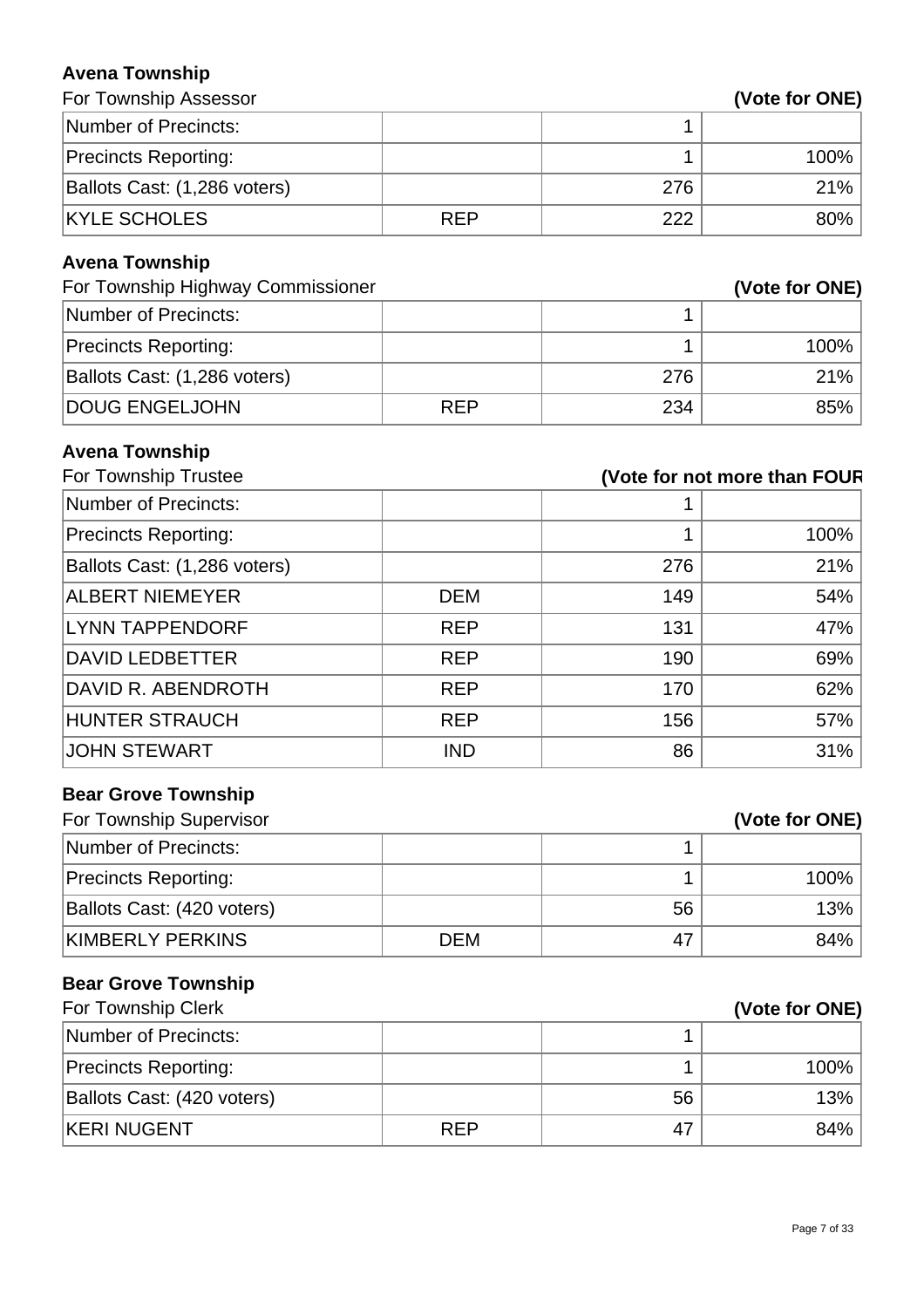### Avena Township

For Township Assessor **(Vote for ONE)**

| | | | |
|---|---|---|---|
| Number of Precincts: | | 1 | |
| Precincts Reporting: | | 1 | 100% |
| Ballots Cast: (1,286 voters) | | 276 | 21% |
| KYLE SCHOLES | REP | 222 | 80% |

### Avena Township

For Township Highway Commissioner **(Vote for ONE)**

| | | | |
|---|---|---|---|
| Number of Precincts: | | 1 | |
| Precincts Reporting: | | 1 | 100% |
| Ballots Cast: (1,286 voters) | | 276 | 21% |
| DOUG ENGELJOHN | REP | 234 | 85% |

### Avena Township

For Township Trustee **(Vote for not more than FOUR**

| | | | |
|---|---|---|---|
| Number of Precincts: | | 1 | |
| Precincts Reporting: | | 1 | 100% |
| Ballots Cast: (1,286 voters) | | 276 | 21% |
| ALBERT NIEMEYER | DEM | 149 | 54% |
| LYNN TAPPENDORF | REP | 131 | 47% |
| DAVID LEDBETTER | REP | 190 | 69% |
| DAVID R. ABENDROTH | REP | 170 | 62% |
| HUNTER STRAUCH | REP | 156 | 57% |
| JOHN STEWART | IND | 86 | 31% |

### Bear Grove Township

For Township Supervisor **(Vote for ONE)**

| | | | |
|---|---|---|---|
| Number of Precincts: | | 1 | |
| Precincts Reporting: | | 1 | 100% |
| Ballots Cast: (420 voters) | | 56 | 13% |
| KIMBERLY PERKINS | DEM | 47 | 84% |

### Bear Grove Township

For Township Clerk **(Vote for ONE)**

| | | | |
|---|---|---|---|
| Number of Precincts: | | 1 | |
| Precincts Reporting: | | 1 | 100% |
| Ballots Cast: (420 voters) | | 56 | 13% |
| KERI NUGENT | REP | 47 | 84% |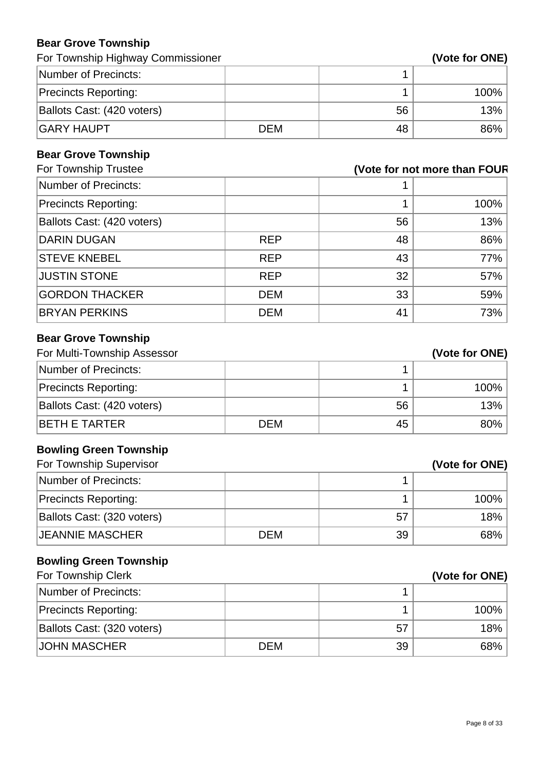### Bear Grove Township

For Township Highway Commissioner **(Vote for ONE)**

| | | | |
|---|---|---|---|
| Number of Precincts: | | 1 | |
| Precincts Reporting: | | 1 | 100% |
| Ballots Cast: (420 voters) | | 56 | 13% |
| GARY HAUPT | DEM | 48 | 86% |

### Bear Grove Township

For Township Trustee **(Vote for not more than FOUR**

| | | | |
|---|---|---|---|
| Number of Precincts: | | 1 | |
| Precincts Reporting: | | 1 | 100% |
| Ballots Cast: (420 voters) | | 56 | 13% |
| DARIN DUGAN | REP | 48 | 86% |
| STEVE KNEBEL | REP | 43 | 77% |
| JUSTIN STONE | REP | 32 | 57% |
| GORDON THACKER | DEM | 33 | 59% |
| BRYAN PERKINS | DEM | 41 | 73% |

### Bear Grove Township

For Multi-Township Assessor **(Vote for ONE)**

| | | | |
|---|---|---|---|
| Number of Precincts: | | 1 | |
| Precincts Reporting: | | 1 | 100% |
| Ballots Cast: (420 voters) | | 56 | 13% |
| BETH E TARTER | DEM | 45 | 80% |

### Bowling Green Township

For Township Supervisor **(Vote for ONE)**

| | | | |
|---|---|---|---|
| Number of Precincts: | | 1 | |
| Precincts Reporting: | | 1 | 100% |
| Ballots Cast: (320 voters) | | 57 | 18% |
| JEANNIE MASCHER | DEM | 39 | 68% |

### Bowling Green Township

For Township Clerk **(Vote for ONE)**

| | | | |
|---|---|---|---|
| Number of Precincts: | | 1 | |
| Precincts Reporting: | | 1 | 100% |
| Ballots Cast: (320 voters) | | 57 | 18% |
| JOHN MASCHER | DEM | 39 | 68% |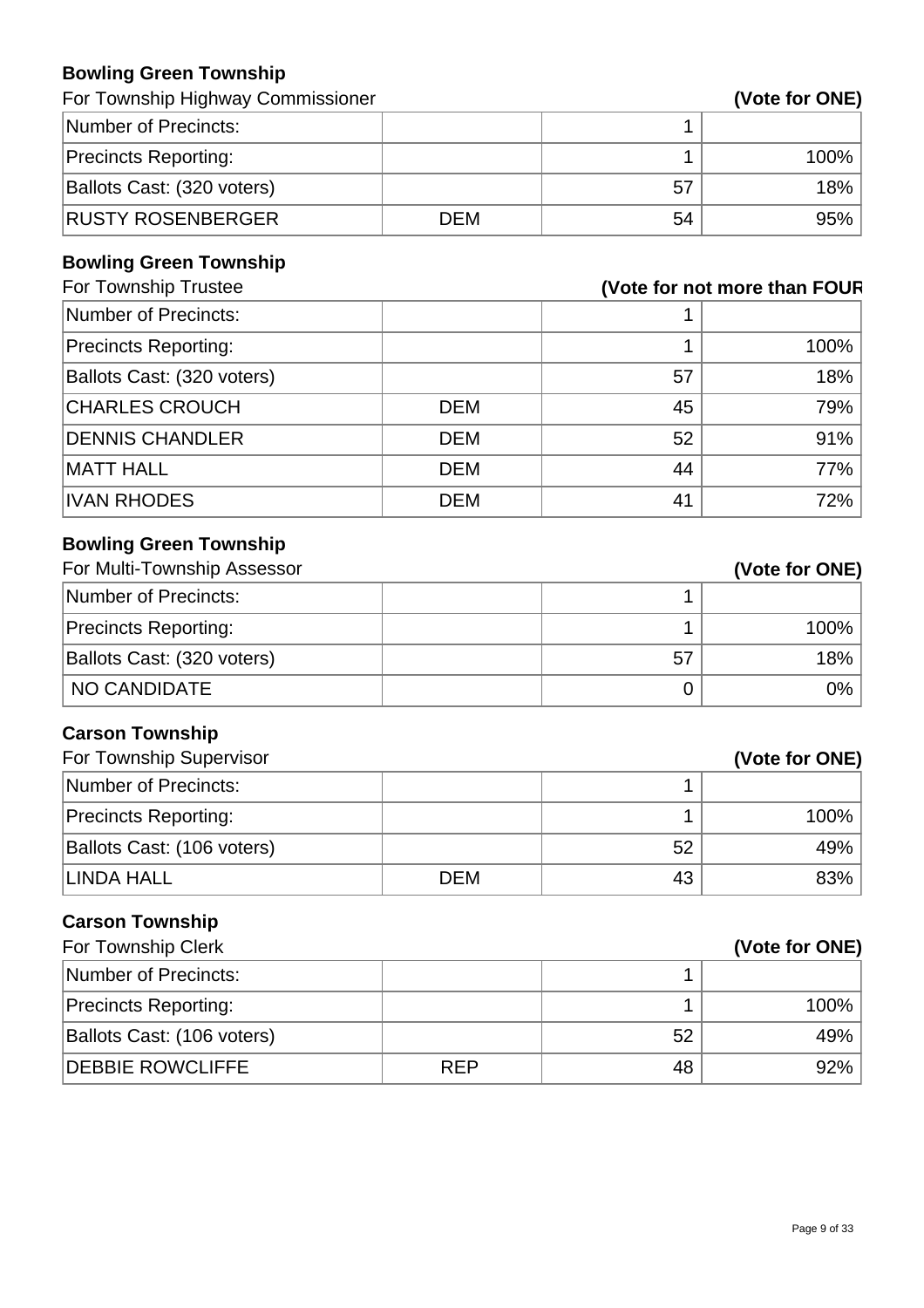## Bowling Green Township

For Township Highway Commissioner **(Vote for ONE)**

| | | | |
|---|---|---|---|
| Number of Precincts: | | 1 | |
| Precincts Reporting: | | 1 | 100% |
| Ballots Cast: (320 voters) | | 57 | 18% |
| RUSTY ROSENBERGER | DEM | 54 | 95% |

## Bowling Green Township

For Township Trustee **(Vote for not more than FOUR**

| | | | |
|---|---|---|---|
| Number of Precincts: | | 1 | |
| Precincts Reporting: | | 1 | 100% |
| Ballots Cast: (320 voters) | | 57 | 18% |
| CHARLES CROUCH | DEM | 45 | 79% |
| DENNIS CHANDLER | DEM | 52 | 91% |
| MATT HALL | DEM | 44 | 77% |
| IVAN RHODES | DEM | 41 | 72% |

## Bowling Green Township

For Multi-Township Assessor **(Vote for ONE)**

| | | | |
|---|---|---|---|
| Number of Precincts: | | 1 | |
| Precincts Reporting: | | 1 | 100% |
| Ballots Cast: (320 voters) | | 57 | 18% |
| NO CANDIDATE | | 0 | 0% |

## Carson Township

For Township Supervisor **(Vote for ONE)**

| | | | |
|---|---|---|---|
| Number of Precincts: | | 1 | |
| Precincts Reporting: | | 1 | 100% |
| Ballots Cast: (106 voters) | | 52 | 49% |
| LINDA HALL | DEM | 43 | 83% |

## Carson Township

For Township Clerk **(Vote for ONE)**

| | | | |
|---|---|---|---|
| Number of Precincts: | | 1 | |
| Precincts Reporting: | | 1 | 100% |
| Ballots Cast: (106 voters) | | 52 | 49% |
| DEBBIE ROWCLIFFE | REP | 48 | 92% |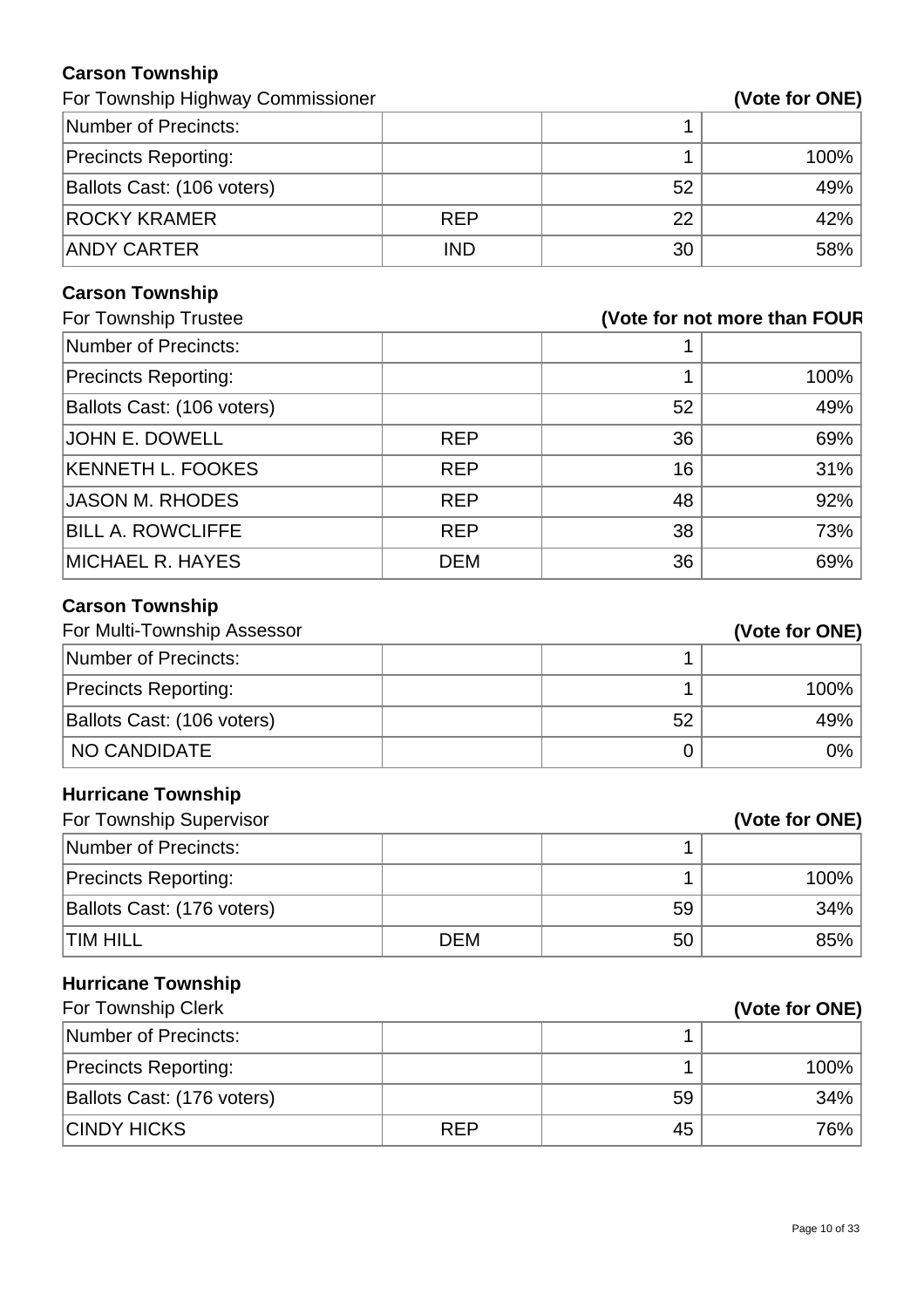**Carson Township**

For Township Highway Commissioner **(Vote for ONE)**

| Number of Precincts: | | 1 | |
|---|---|---|---|
| Precincts Reporting: | | 1 | 100% |
| Ballots Cast: (106 voters) | | 52 | 49% |
| ROCKY KRAMER | REP | 22 | 42% |
| ANDY CARTER | IND | 30 | 58% |

**Carson Township**

For Township Trustee **(Vote for not more than FOUR**

| Number of Precincts: | | 1 | |
|---|---|---|---|
| Precincts Reporting: | | 1 | 100% |
| Ballots Cast: (106 voters) | | 52 | 49% |
| JOHN E. DOWELL | REP | 36 | 69% |
| KENNETH L. FOOKES | REP | 16 | 31% |
| JASON M. RHODES | REP | 48 | 92% |
| BILL A. ROWCLIFFE | REP | 38 | 73% |
| MICHAEL R. HAYES | DEM | 36 | 69% |

**Carson Township**

For Multi-Township Assessor **(Vote for ONE)**

| Number of Precincts: | | 1 | |
|---|---|---|---|
| Precincts Reporting: | | 1 | 100% |
| Ballots Cast: (106 voters) | | 52 | 49% |
| NO CANDIDATE | | 0 | 0% |

**Hurricane Township**

For Township Supervisor **(Vote for ONE)**

| Number of Precincts: | | 1 | |
|---|---|---|---|
| Precincts Reporting: | | 1 | 100% |
| Ballots Cast: (176 voters) | | 59 | 34% |
| TIM HILL | DEM | 50 | 85% |

**Hurricane Township**

For Township Clerk **(Vote for ONE)**

| Number of Precincts: | | 1 | |
|---|---|---|---|
| Precincts Reporting: | | 1 | 100% |
| Ballots Cast: (176 voters) | | 59 | 34% |
| CINDY HICKS | REP | 45 | 76% |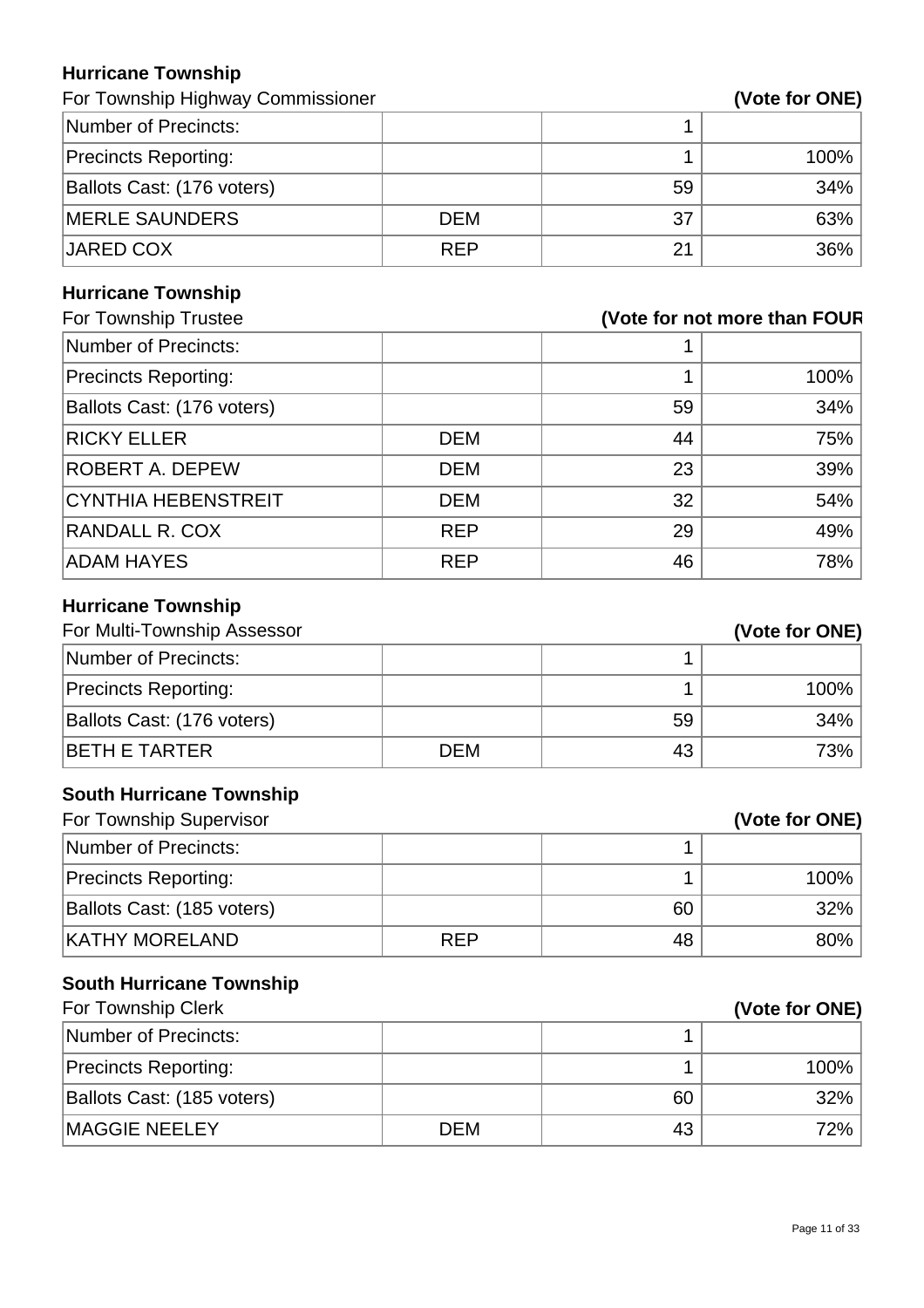**Hurricane Township**

For Township Highway Commissioner **(Vote for ONE)**

| | | | |
|---|---|---|---|
| Number of Precincts: | | 1 | |
| Precincts Reporting: | | 1 | 100% |
| Ballots Cast: (176 voters) | | 59 | 34% |
| MERLE SAUNDERS | DEM | 37 | 63% |
| JARED COX | REP | 21 | 36% |

**Hurricane Township**

For Township Trustee **(Vote for not more than FOUR**

| | | | |
|---|---|---|---|
| Number of Precincts: | | 1 | |
| Precincts Reporting: | | 1 | 100% |
| Ballots Cast: (176 voters) | | 59 | 34% |
| RICKY ELLER | DEM | 44 | 75% |
| ROBERT A. DEPEW | DEM | 23 | 39% |
| CYNTHIA HEBENSTREIT | DEM | 32 | 54% |
| RANDALL R. COX | REP | 29 | 49% |
| ADAM HAYES | REP | 46 | 78% |

**Hurricane Township**

For Multi-Township Assessor **(Vote for ONE)**

| | | | |
|---|---|---|---|
| Number of Precincts: | | 1 | |
| Precincts Reporting: | | 1 | 100% |
| Ballots Cast: (176 voters) | | 59 | 34% |
| BETH E TARTER | DEM | 43 | 73% |

**South Hurricane Township**

For Township Supervisor **(Vote for ONE)**

| | | | |
|---|---|---|---|
| Number of Precincts: | | 1 | |
| Precincts Reporting: | | 1 | 100% |
| Ballots Cast: (185 voters) | | 60 | 32% |
| KATHY MORELAND | REP | 48 | 80% |

**South Hurricane Township**

For Township Clerk **(Vote for ONE)**

| | | | |
|---|---|---|---|
| Number of Precincts: | | 1 | |
| Precincts Reporting: | | 1 | 100% |
| Ballots Cast: (185 voters) | | 60 | 32% |
| MAGGIE NEELEY | DEM | 43 | 72% |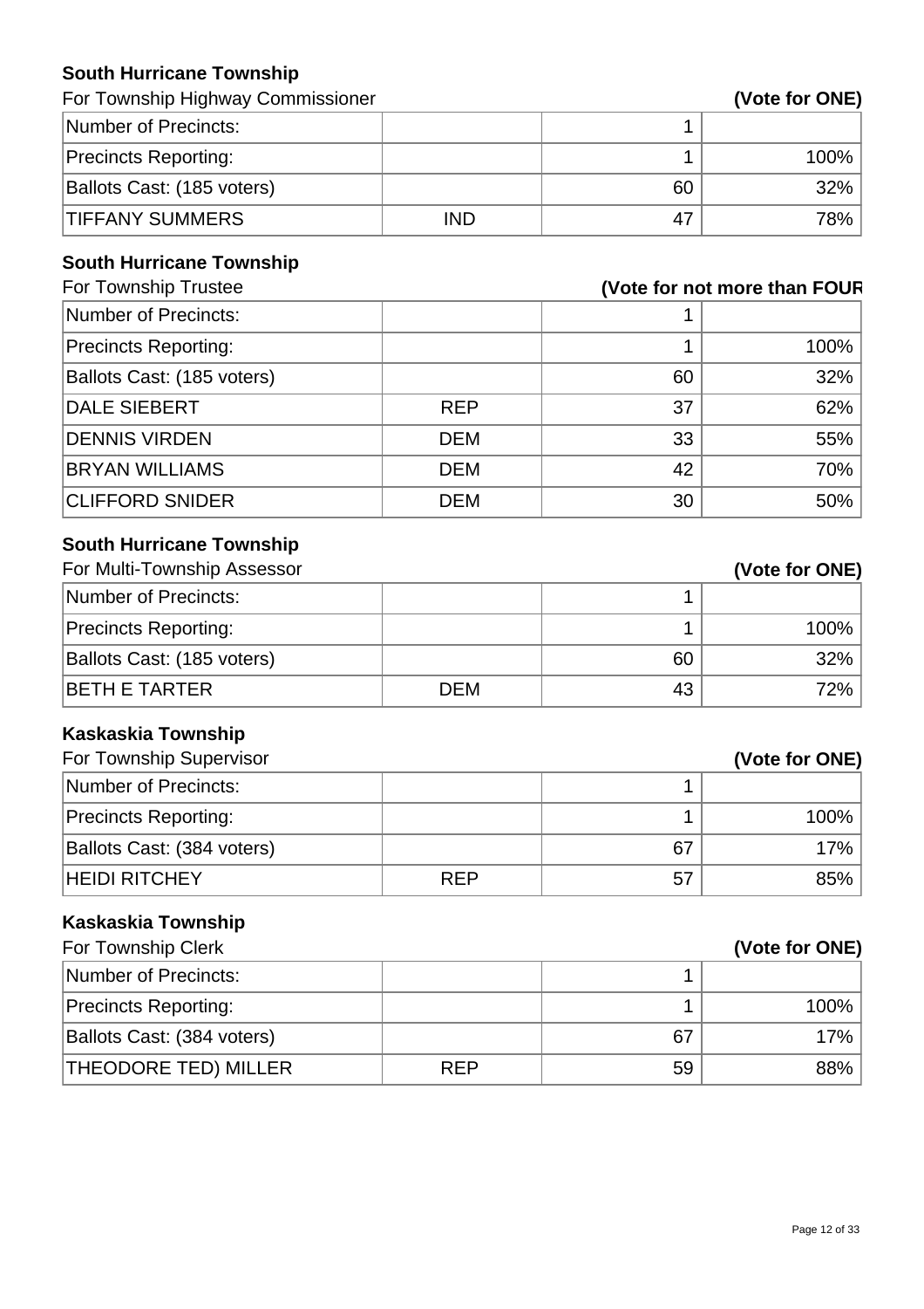## South Hurricane Township

For Township Highway Commissioner **(Vote for ONE)**

| | | | |
|---|---|---|---|
| Number of Precincts: | | 1 | |
| Precincts Reporting: | | 1 | 100% |
| Ballots Cast: (185 voters) | | 60 | 32% |
| TIFFANY SUMMERS | IND | 47 | 78% |

## South Hurricane Township

For Township Trustee **(Vote for not more than FOUR**

| | | | |
|---|---|---|---|
| Number of Precincts: | | 1 | |
| Precincts Reporting: | | 1 | 100% |
| Ballots Cast: (185 voters) | | 60 | 32% |
| DALE SIEBERT | REP | 37 | 62% |
| DENNIS VIRDEN | DEM | 33 | 55% |
| BRYAN WILLIAMS | DEM | 42 | 70% |
| CLIFFORD SNIDER | DEM | 30 | 50% |

## South Hurricane Township

For Multi-Township Assessor **(Vote for ONE)**

| | | | |
|---|---|---|---|
| Number of Precincts: | | 1 | |
| Precincts Reporting: | | 1 | 100% |
| Ballots Cast: (185 voters) | | 60 | 32% |
| BETH E TARTER | DEM | 43 | 72% |

## Kaskaskia Township

For Township Supervisor **(Vote for ONE)**

| | | | |
|---|---|---|---|
| Number of Precincts: | | 1 | |
| Precincts Reporting: | | 1 | 100% |
| Ballots Cast: (384 voters) | | 67 | 17% |
| HEIDI RITCHEY | REP | 57 | 85% |

## Kaskaskia Township

For Township Clerk **(Vote for ONE)**

| | | | |
|---|---|---|---|
| Number of Precincts: | | 1 | |
| Precincts Reporting: | | 1 | 100% |
| Ballots Cast: (384 voters) | | 67 | 17% |
| THEODORE TED) MILLER | REP | 59 | 88% |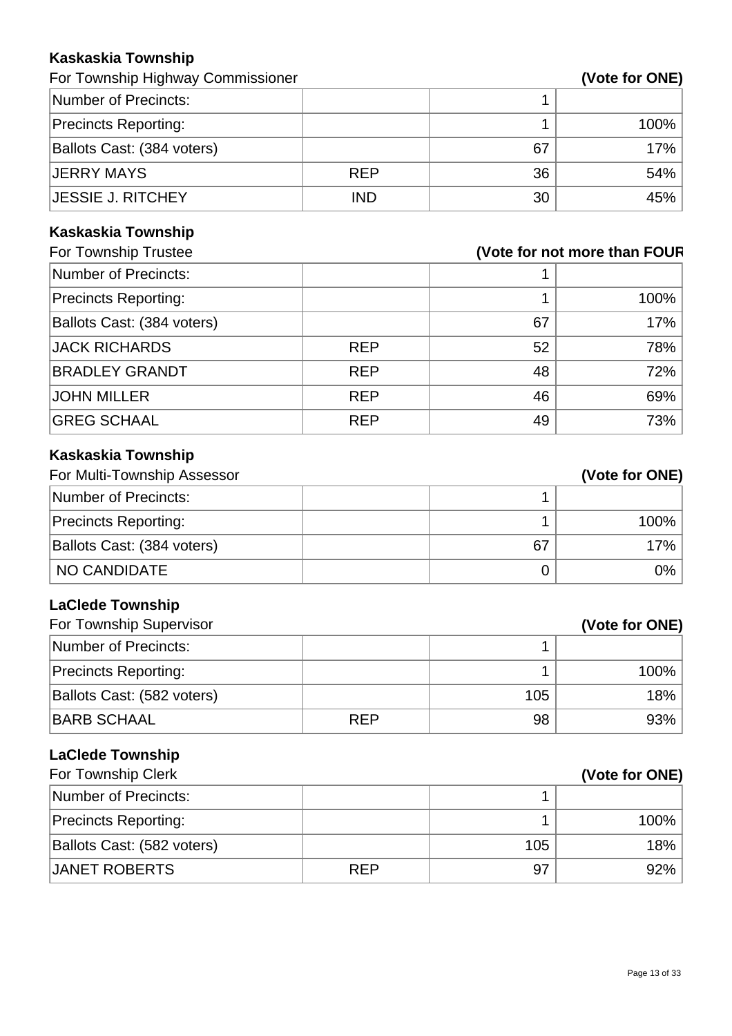**Kaskaskia Township**

For Township Highway Commissioner **(Vote for ONE)**

| | | | |
|---|---|---|---|
| Number of Precincts: | | 1 | |
| Precincts Reporting: | | 1 | 100% |
| Ballots Cast: (384 voters) | | 67 | 17% |
| JERRY MAYS | REP | 36 | 54% |
| JESSIE J. RITCHEY | IND | 30 | 45% |

**Kaskaskia Township**

For Township Trustee **(Vote for not more than FOUR**

| | | | |
|---|---|---|---|
| Number of Precincts: | | 1 | |
| Precincts Reporting: | | 1 | 100% |
| Ballots Cast: (384 voters) | | 67 | 17% |
| JACK RICHARDS | REP | 52 | 78% |
| BRADLEY GRANDT | REP | 48 | 72% |
| JOHN MILLER | REP | 46 | 69% |
| GREG SCHAAL | REP | 49 | 73% |

**Kaskaskia Township**

For Multi-Township Assessor **(Vote for ONE)**

| | | | |
|---|---|---|---|
| Number of Precincts: | | 1 | |
| Precincts Reporting: | | 1 | 100% |
| Ballots Cast: (384 voters) | | 67 | 17% |
| NO CANDIDATE | | 0 | 0% |

**LaClede Township**

For Township Supervisor **(Vote for ONE)**

| | | | |
|---|---|---|---|
| Number of Precincts: | | 1 | |
| Precincts Reporting: | | 1 | 100% |
| Ballots Cast: (582 voters) | | 105 | 18% |
| BARB SCHAAL | REP | 98 | 93% |

**LaClede Township**

For Township Clerk **(Vote for ONE)**

| | | | |
|---|---|---|---|
| Number of Precincts: | | 1 | |
| Precincts Reporting: | | 1 | 100% |
| Ballots Cast: (582 voters) | | 105 | 18% |
| JANET ROBERTS | REP | 97 | 92% |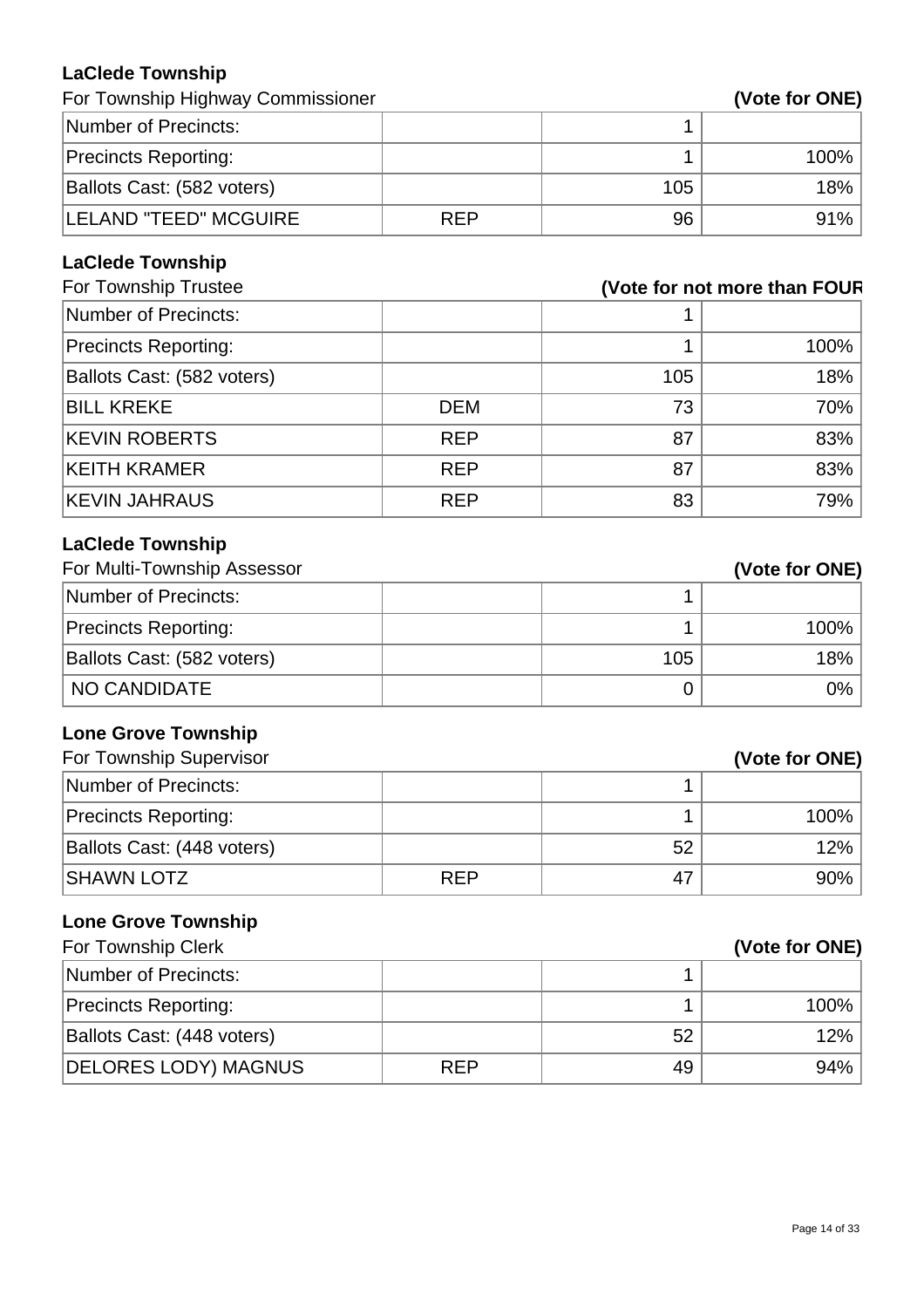### LaClede Township

For Township Highway Commissioner **(Vote for ONE)**

| | | | |
|---|---|---|---|
| Number of Precincts: | | 1 | |
| Precincts Reporting: | | 1 | 100% |
| Ballots Cast: (582 voters) | | 105 | 18% |
| LELAND "TEED" MCGUIRE | REP | 96 | 91% |

### LaClede Township

For Township Trustee **(Vote for not more than FOUR**

| | | | |
|---|---|---|---|
| Number of Precincts: | | 1 | |
| Precincts Reporting: | | 1 | 100% |
| Ballots Cast: (582 voters) | | 105 | 18% |
| BILL KREKE | DEM | 73 | 70% |
| KEVIN ROBERTS | REP | 87 | 83% |
| KEITH KRAMER | REP | 87 | 83% |
| KEVIN JAHRAUS | REP | 83 | 79% |

### LaClede Township

For Multi-Township Assessor **(Vote for ONE)**

| | | | |
|---|---|---|---|
| Number of Precincts: | | 1 | |
| Precincts Reporting: | | 1 | 100% |
| Ballots Cast: (582 voters) | | 105 | 18% |
| NO CANDIDATE | | 0 | 0% |

### Lone Grove Township

For Township Supervisor **(Vote for ONE)**

| | | | |
|---|---|---|---|
| Number of Precincts: | | 1 | |
| Precincts Reporting: | | 1 | 100% |
| Ballots Cast: (448 voters) | | 52 | 12% |
| SHAWN LOTZ | REP | 47 | 90% |

### Lone Grove Township

For Township Clerk **(Vote for ONE)**

| | | | |
|---|---|---|---|
| Number of Precincts: | | 1 | |
| Precincts Reporting: | | 1 | 100% |
| Ballots Cast: (448 voters) | | 52 | 12% |
| DELORES LODY) MAGNUS | REP | 49 | 94% |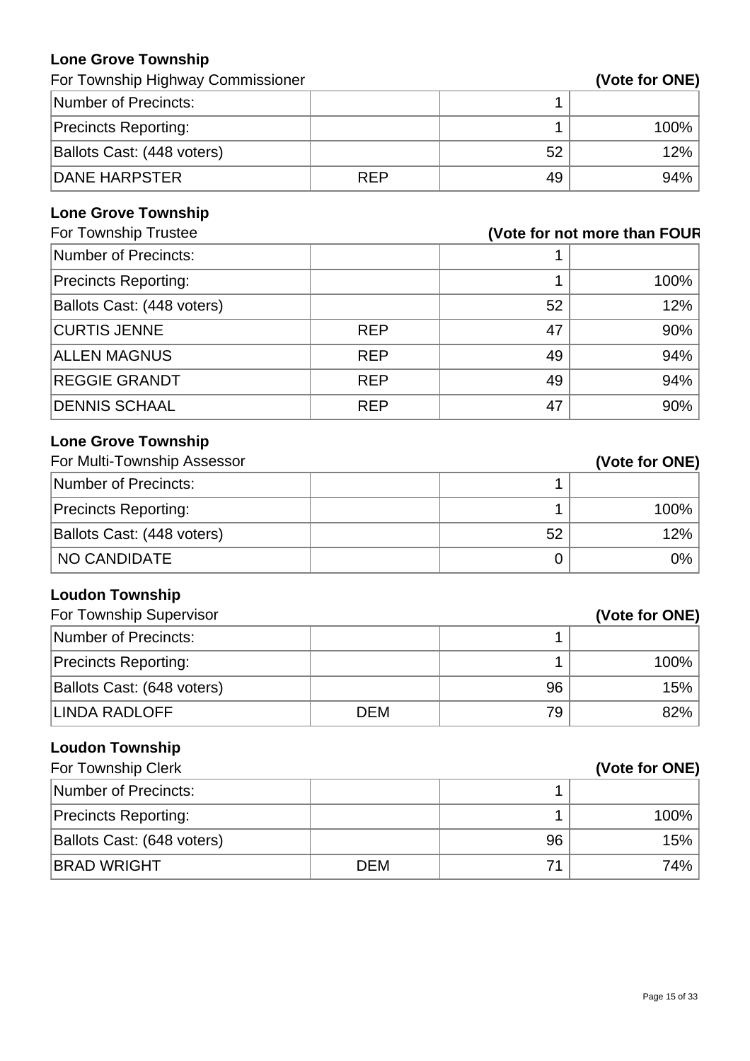### Lone Grove Township

For Township Highway Commissioner **(Vote for ONE)**

| | | | |
|---|---|---|---|
| Number of Precincts: | | 1 | |
| Precincts Reporting: | | 1 | 100% |
| Ballots Cast: (448 voters) | | 52 | 12% |
| DANE HARPSTER | REP | 49 | 94% |

### Lone Grove Township

For Township Trustee **(Vote for not more than FOUR**

| | | | |
|---|---|---|---|
| Number of Precincts: | | 1 | |
| Precincts Reporting: | | 1 | 100% |
| Ballots Cast: (448 voters) | | 52 | 12% |
| CURTIS JENNE | REP | 47 | 90% |
| ALLEN MAGNUS | REP | 49 | 94% |
| REGGIE GRANDT | REP | 49 | 94% |
| DENNIS SCHAAL | REP | 47 | 90% |

### Lone Grove Township

For Multi-Township Assessor **(Vote for ONE)**

| | | | |
|---|---|---|---|
| Number of Precincts: | | 1 | |
| Precincts Reporting: | | 1 | 100% |
| Ballots Cast: (448 voters) | | 52 | 12% |
| NO CANDIDATE | | 0 | 0% |

### Loudon Township

For Township Supervisor **(Vote for ONE)**

| | | | |
|---|---|---|---|
| Number of Precincts: | | 1 | |
| Precincts Reporting: | | 1 | 100% |
| Ballots Cast: (648 voters) | | 96 | 15% |
| LINDA RADLOFF | DEM | 79 | 82% |

### Loudon Township

For Township Clerk **(Vote for ONE)**

| | | | |
|---|---|---|---|
| Number of Precincts: | | 1 | |
| Precincts Reporting: | | 1 | 100% |
| Ballots Cast: (648 voters) | | 96 | 15% |
| BRAD WRIGHT | DEM | 71 | 74% |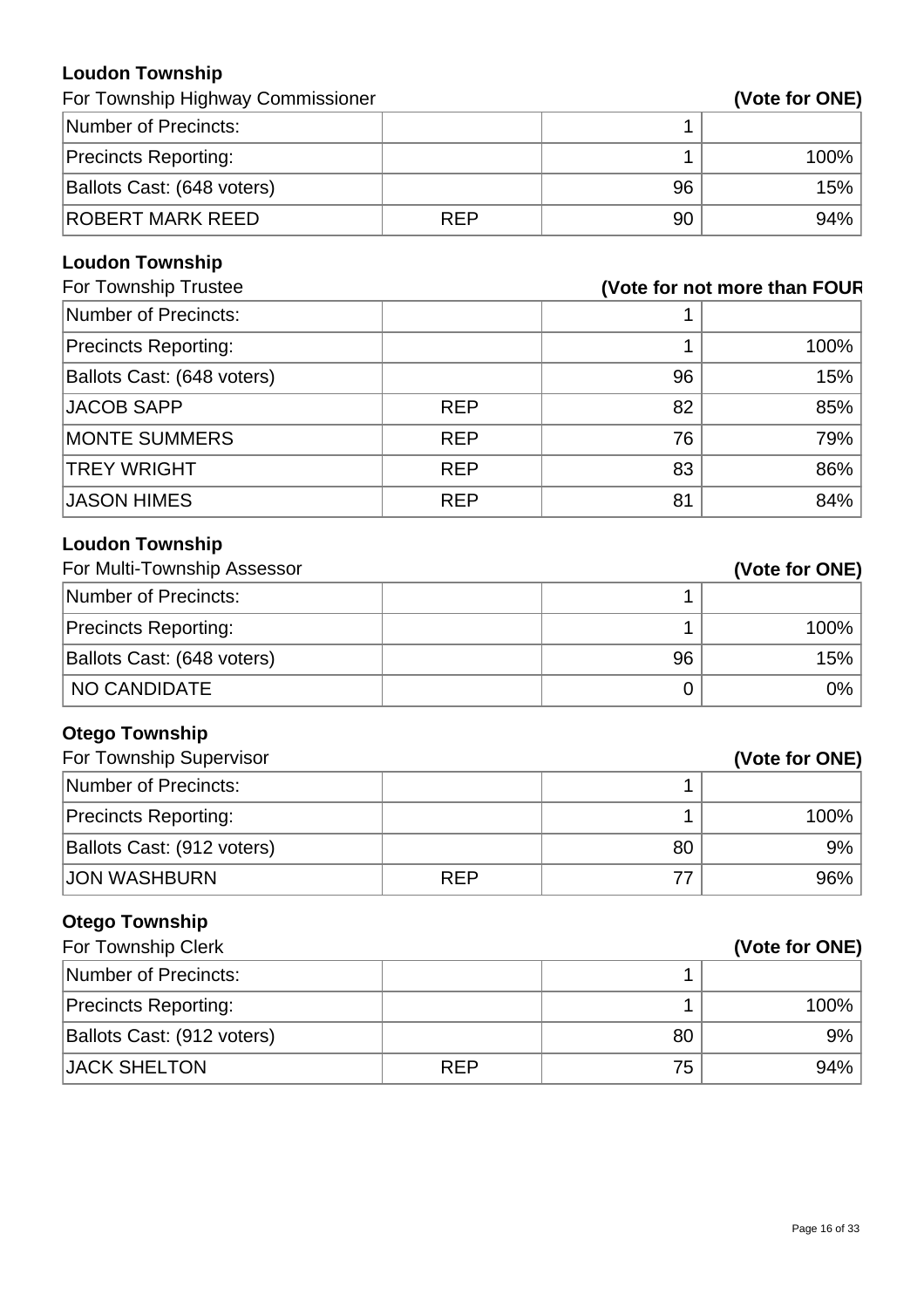**Loudon Township**

For Township Highway Commissioner **(Vote for ONE)**

| | | | |
|---|---|---|---|
| Number of Precincts: | | 1 | |
| Precincts Reporting: | | 1 | 100% |
| Ballots Cast: (648 voters) | | 96 | 15% |
| ROBERT MARK REED | REP | 90 | 94% |

**Loudon Township**

For Township Trustee **(Vote for not more than FOUR**

| | | | |
|---|---|---|---|
| Number of Precincts: | | 1 | |
| Precincts Reporting: | | 1 | 100% |
| Ballots Cast: (648 voters) | | 96 | 15% |
| JACOB SAPP | REP | 82 | 85% |
| MONTE SUMMERS | REP | 76 | 79% |
| TREY WRIGHT | REP | 83 | 86% |
| JASON HIMES | REP | 81 | 84% |

**Loudon Township**

For Multi-Township Assessor **(Vote for ONE)**

| | | | |
|---|---|---|---|
| Number of Precincts: | | 1 | |
| Precincts Reporting: | | 1 | 100% |
| Ballots Cast: (648 voters) | | 96 | 15% |
| NO CANDIDATE | | 0 | 0% |

**Otego Township**

For Township Supervisor **(Vote for ONE)**

| | | | |
|---|---|---|---|
| Number of Precincts: | | 1 | |
| Precincts Reporting: | | 1 | 100% |
| Ballots Cast: (912 voters) | | 80 | 9% |
| JON WASHBURN | REP | 77 | 96% |

**Otego Township**

For Township Clerk **(Vote for ONE)**

| | | | |
|---|---|---|---|
| Number of Precincts: | | 1 | |
| Precincts Reporting: | | 1 | 100% |
| Ballots Cast: (912 voters) | | 80 | 9% |
| JACK SHELTON | REP | 75 | 94% |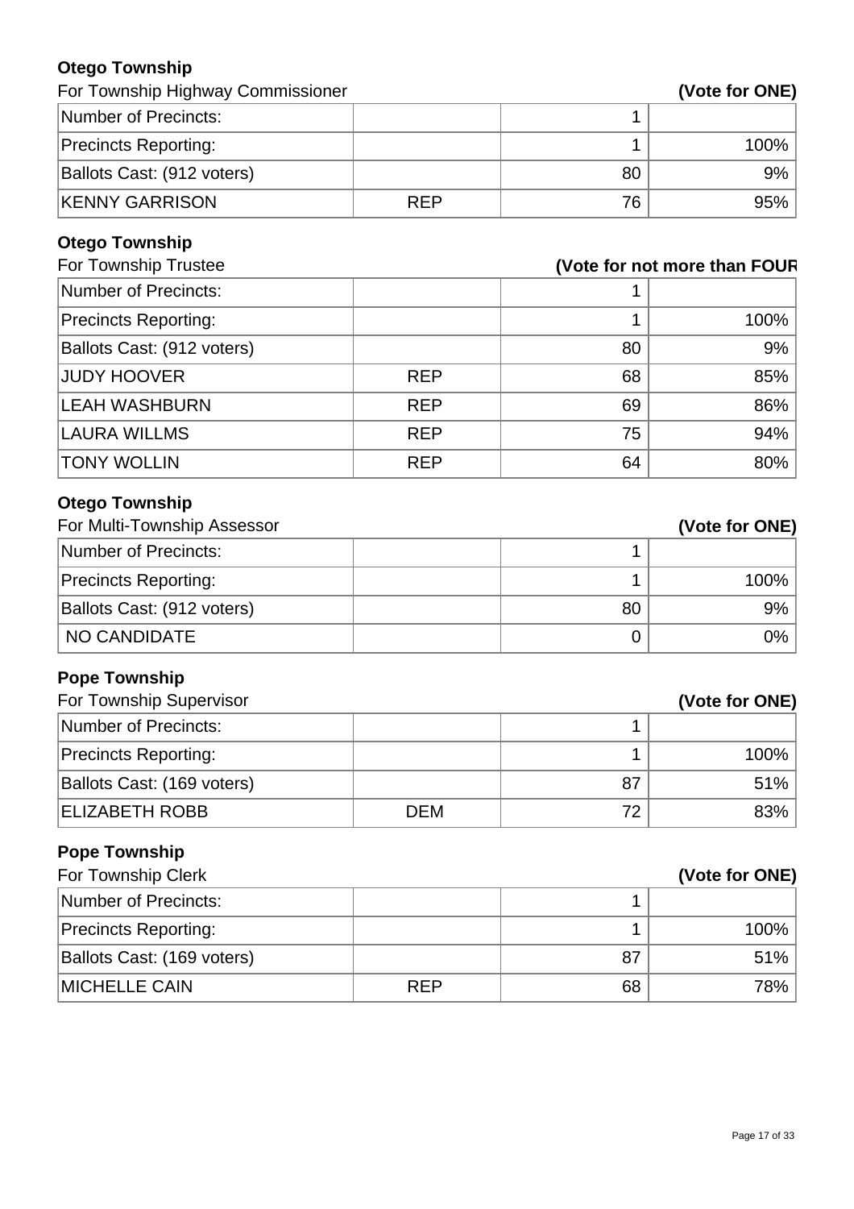### Otego Township

For Township Highway Commissioner **(Vote for ONE)**

| | | | |
|---|---|---|---|
| Number of Precincts: | | 1 | |
| Precincts Reporting: | | 1 | 100% |
| Ballots Cast: (912 voters) | | 80 | 9% |
| KENNY GARRISON | REP | 76 | 95% |

### Otego Township

For Township Trustee **(Vote for not more than FOUR**

| | | | |
|---|---|---|---|
| Number of Precincts: | | 1 | |
| Precincts Reporting: | | 1 | 100% |
| Ballots Cast: (912 voters) | | 80 | 9% |
| JUDY HOOVER | REP | 68 | 85% |
| LEAH WASHBURN | REP | 69 | 86% |
| LAURA WILLMS | REP | 75 | 94% |
| TONY WOLLIN | REP | 64 | 80% |

### Otego Township

For Multi-Township Assessor **(Vote for ONE)**

| | | | |
|---|---|---|---|
| Number of Precincts: | | 1 | |
| Precincts Reporting: | | 1 | 100% |
| Ballots Cast: (912 voters) | | 80 | 9% |
| NO CANDIDATE | | 0 | 0% |

### Pope Township

For Township Supervisor **(Vote for ONE)**

| | | | |
|---|---|---|---|
| Number of Precincts: | | 1 | |
| Precincts Reporting: | | 1 | 100% |
| Ballots Cast: (169 voters) | | 87 | 51% |
| ELIZABETH ROBB | DEM | 72 | 83% |

### Pope Township

For Township Clerk **(Vote for ONE)**

| | | | |
|---|---|---|---|
| Number of Precincts: | | 1 | |
| Precincts Reporting: | | 1 | 100% |
| Ballots Cast: (169 voters) | | 87 | 51% |
| MICHELLE CAIN | REP | 68 | 78% |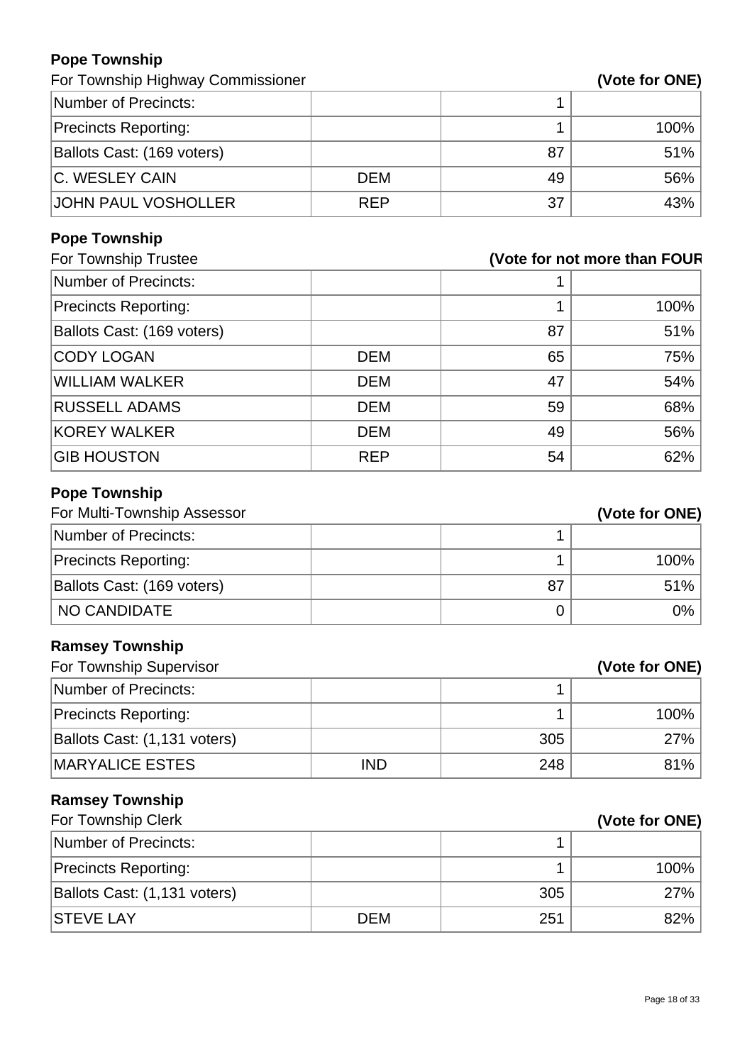**Pope Township**

For Township Highway Commissioner **(Vote for ONE)**

| | | | |
|---|---|---|---|
| Number of Precincts: | | 1 | |
| Precincts Reporting: | | 1 | 100% |
| Ballots Cast: (169 voters) | | 87 | 51% |
| C. WESLEY CAIN | DEM | 49 | 56% |
| JOHN PAUL VOSHOLLER | REP | 37 | 43% |

**Pope Township**

For Township Trustee **(Vote for not more than FOUR**

| | | | |
|---|---|---|---|
| Number of Precincts: | | 1 | |
| Precincts Reporting: | | 1 | 100% |
| Ballots Cast: (169 voters) | | 87 | 51% |
| CODY LOGAN | DEM | 65 | 75% |
| WILLIAM WALKER | DEM | 47 | 54% |
| RUSSELL ADAMS | DEM | 59 | 68% |
| KOREY WALKER | DEM | 49 | 56% |
| GIB HOUSTON | REP | 54 | 62% |

**Pope Township**

For Multi-Township Assessor **(Vote for ONE)**

| | | | |
|---|---|---|---|
| Number of Precincts: | | 1 | |
| Precincts Reporting: | | 1 | 100% |
| Ballots Cast: (169 voters) | | 87 | 51% |
| NO CANDIDATE | | 0 | 0% |

**Ramsey Township**

For Township Supervisor **(Vote for ONE)**

| | | | |
|---|---|---|---|
| Number of Precincts: | | 1 | |
| Precincts Reporting: | | 1 | 100% |
| Ballots Cast: (1,131 voters) | | 305 | 27% |
| MARYALICE ESTES | IND | 248 | 81% |

**Ramsey Township**

For Township Clerk **(Vote for ONE)**

| | | | |
|---|---|---|---|
| Number of Precincts: | | 1 | |
| Precincts Reporting: | | 1 | 100% |
| Ballots Cast: (1,131 voters) | | 305 | 27% |
| STEVE LAY | DEM | 251 | 82% |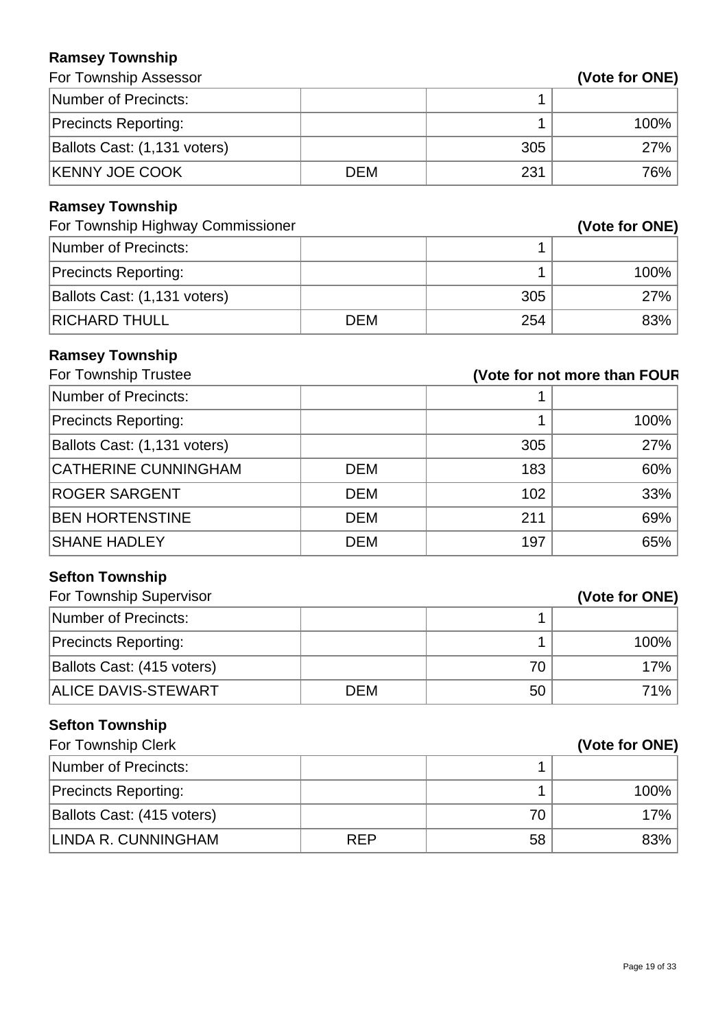### Ramsey Township

For Township Assessor **(Vote for ONE)**

| | | | |
|---|---|---|---|
| Number of Precincts: | | 1 | |
| Precincts Reporting: | | 1 | 100% |
| Ballots Cast: (1,131 voters) | | 305 | 27% |
| KENNY JOE COOK | DEM | 231 | 76% |

### Ramsey Township

For Township Highway Commissioner **(Vote for ONE)**

| | | | |
|---|---|---|---|
| Number of Precincts: | | 1 | |
| Precincts Reporting: | | 1 | 100% |
| Ballots Cast: (1,131 voters) | | 305 | 27% |
| RICHARD THULL | DEM | 254 | 83% |

### Ramsey Township

For Township Trustee **(Vote for not more than FOUR**

| | | | |
|---|---|---|---|
| Number of Precincts: | | 1 | |
| Precincts Reporting: | | 1 | 100% |
| Ballots Cast: (1,131 voters) | | 305 | 27% |
| CATHERINE CUNNINGHAM | DEM | 183 | 60% |
| ROGER SARGENT | DEM | 102 | 33% |
| BEN HORTENSTINE | DEM | 211 | 69% |
| SHANE HADLEY | DEM | 197 | 65% |

### Sefton Township

For Township Supervisor **(Vote for ONE)**

| | | | |
|---|---|---|---|
| Number of Precincts: | | 1 | |
| Precincts Reporting: | | 1 | 100% |
| Ballots Cast: (415 voters) | | 70 | 17% |
| ALICE DAVIS-STEWART | DEM | 50 | 71% |

### Sefton Township

For Township Clerk **(Vote for ONE)**

| | | | |
|---|---|---|---|
| Number of Precincts: | | 1 | |
| Precincts Reporting: | | 1 | 100% |
| Ballots Cast: (415 voters) | | 70 | 17% |
| LINDA R. CUNNINGHAM | REP | 58 | 83% |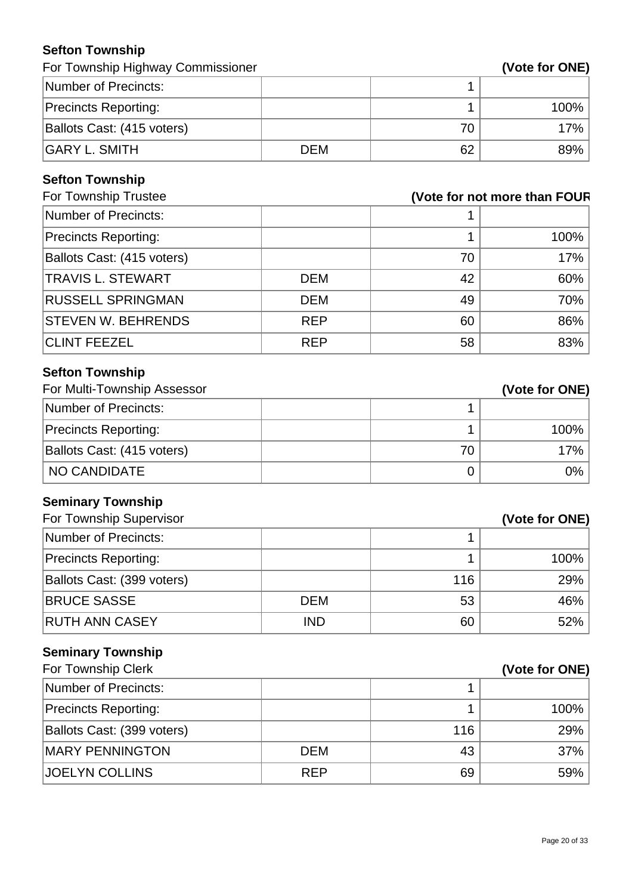### Sefton Township

For Township Highway Commissioner **(Vote for ONE)**

| | | | |
|---|---|---|---|
| Number of Precincts: | | 1 | |
| Precincts Reporting: | | 1 | 100% |
| Ballots Cast: (415 voters) | | 70 | 17% |
| GARY L. SMITH | DEM | 62 | 89% |

### Sefton Township

For Township Trustee **(Vote for not more than FOUR**

| | | | |
|---|---|---|---|
| Number of Precincts: | | 1 | |
| Precincts Reporting: | | 1 | 100% |
| Ballots Cast: (415 voters) | | 70 | 17% |
| TRAVIS L. STEWART | DEM | 42 | 60% |
| RUSSELL SPRINGMAN | DEM | 49 | 70% |
| STEVEN W. BEHRENDS | REP | 60 | 86% |
| CLINT FEEZEL | REP | 58 | 83% |

### Sefton Township

For Multi-Township Assessor **(Vote for ONE)**

| | | | |
|---|---|---|---|
| Number of Precincts: | | 1 | |
| Precincts Reporting: | | 1 | 100% |
| Ballots Cast: (415 voters) | | 70 | 17% |
| NO CANDIDATE | | 0 | 0% |

### Seminary Township

For Township Supervisor **(Vote for ONE)**

| | | | |
|---|---|---|---|
| Number of Precincts: | | 1 | |
| Precincts Reporting: | | 1 | 100% |
| Ballots Cast: (399 voters) | | 116 | 29% |
| BRUCE SASSE | DEM | 53 | 46% |
| RUTH ANN CASEY | IND | 60 | 52% |

### Seminary Township

For Township Clerk **(Vote for ONE)**

| | | | |
|---|---|---|---|
| Number of Precincts: | | 1 | |
| Precincts Reporting: | | 1 | 100% |
| Ballots Cast: (399 voters) | | 116 | 29% |
| MARY PENNINGTON | DEM | 43 | 37% |
| JOELYN COLLINS | REP | 69 | 59% |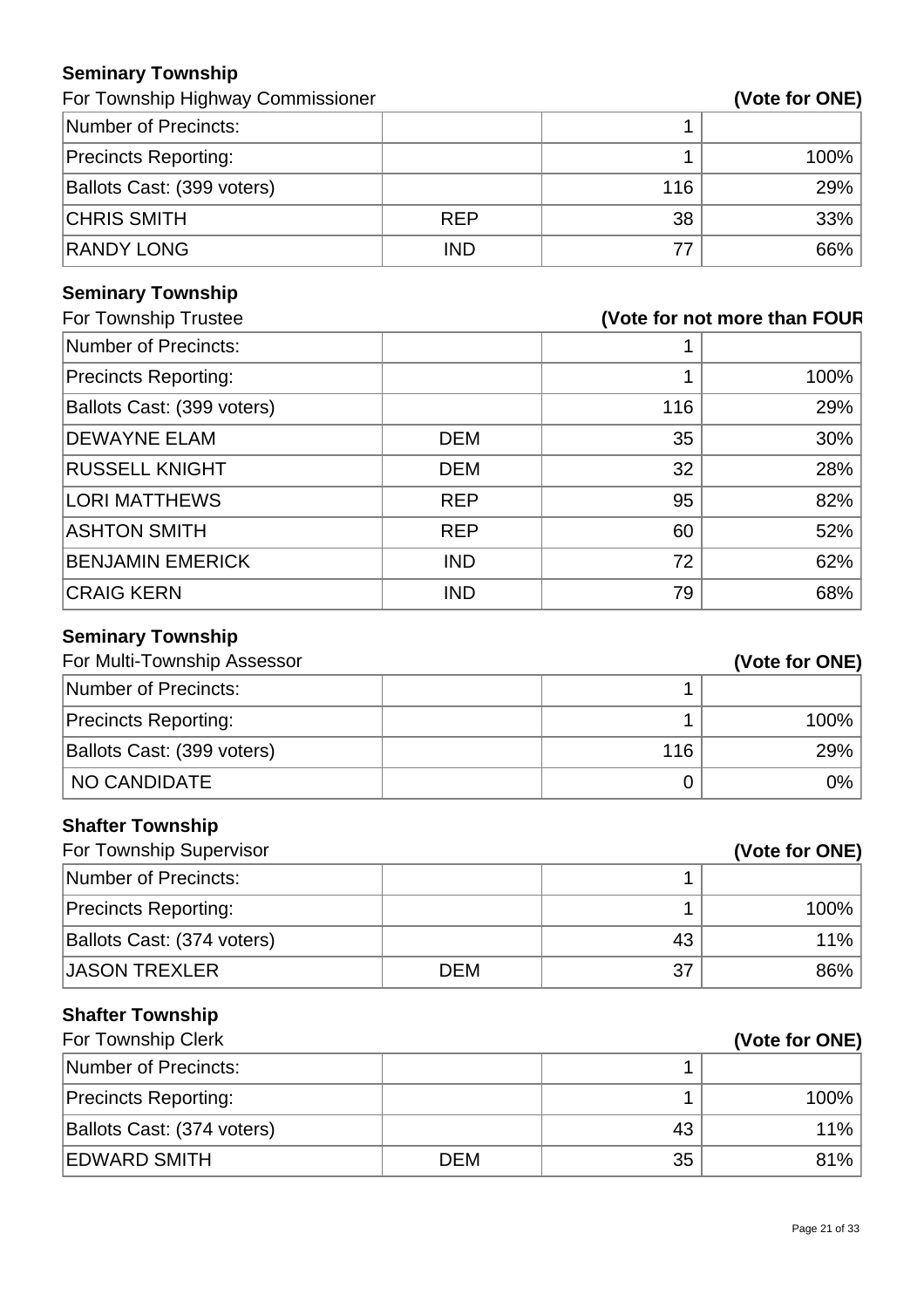**Seminary Township**

For Township Highway Commissioner **(Vote for ONE)**

| | | | |
|---|---|---|---|
| Number of Precincts: | | 1 | |
| Precincts Reporting: | | 1 | 100% |
| Ballots Cast: (399 voters) | | 116 | 29% |
| CHRIS SMITH | REP | 38 | 33% |
| RANDY LONG | IND | 77 | 66% |

**Seminary Township**

For Township Trustee **(Vote for not more than FOUR**

| | | | |
|---|---|---|---|
| Number of Precincts: | | 1 | |
| Precincts Reporting: | | 1 | 100% |
| Ballots Cast: (399 voters) | | 116 | 29% |
| DEWAYNE ELAM | DEM | 35 | 30% |
| RUSSELL KNIGHT | DEM | 32 | 28% |
| LORI MATTHEWS | REP | 95 | 82% |
| ASHTON SMITH | REP | 60 | 52% |
| BENJAMIN EMERICK | IND | 72 | 62% |
| CRAIG KERN | IND | 79 | 68% |

**Seminary Township**

For Multi-Township Assessor **(Vote for ONE)**

| | | | |
|---|---|---|---|
| Number of Precincts: | | 1 | |
| Precincts Reporting: | | 1 | 100% |
| Ballots Cast: (399 voters) | | 116 | 29% |
| NO CANDIDATE | | 0 | 0% |

**Shafter Township**

For Township Supervisor **(Vote for ONE)**

| | | | |
|---|---|---|---|
| Number of Precincts: | | 1 | |
| Precincts Reporting: | | 1 | 100% |
| Ballots Cast: (374 voters) | | 43 | 11% |
| JASON TREXLER | DEM | 37 | 86% |

**Shafter Township**

For Township Clerk **(Vote for ONE)**

| | | | |
|---|---|---|---|
| Number of Precincts: | | 1 | |
| Precincts Reporting: | | 1 | 100% |
| Ballots Cast: (374 voters) | | 43 | 11% |
| EDWARD SMITH | DEM | 35 | 81% |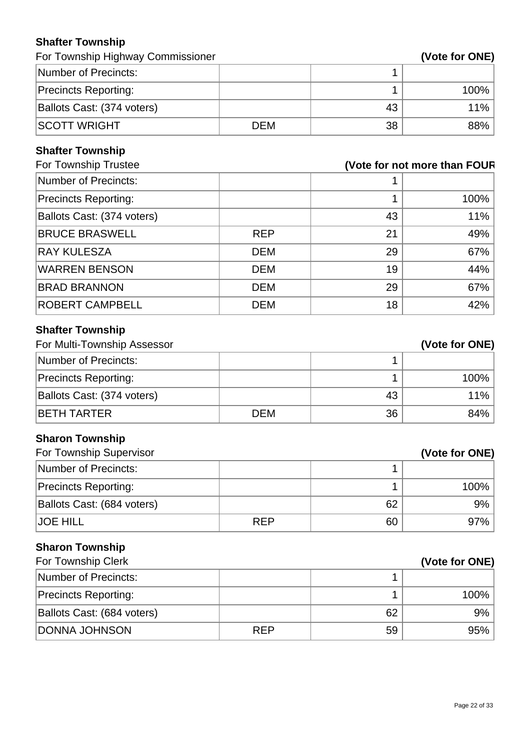### Shafter Township

For Township Highway Commissioner **(Vote for ONE)**

| | | | |
|---|---|---|---|
| Number of Precincts: | | 1 | |
| Precincts Reporting: | | 1 | 100% |
| Ballots Cast: (374 voters) | | 43 | 11% |
| SCOTT WRIGHT | DEM | 38 | 88% |

### Shafter Township

For Township Trustee **(Vote for not more than FOUR**

| | | | |
|---|---|---|---|
| Number of Precincts: | | 1 | |
| Precincts Reporting: | | 1 | 100% |
| Ballots Cast: (374 voters) | | 43 | 11% |
| BRUCE BRASWELL | REP | 21 | 49% |
| RAY KULESZA | DEM | 29 | 67% |
| WARREN BENSON | DEM | 19 | 44% |
| BRAD BRANNON | DEM | 29 | 67% |
| ROBERT CAMPBELL | DEM | 18 | 42% |

### Shafter Township

For Multi-Township Assessor **(Vote for ONE)**

| | | | |
|---|---|---|---|
| Number of Precincts: | | 1 | |
| Precincts Reporting: | | 1 | 100% |
| Ballots Cast: (374 voters) | | 43 | 11% |
| BETH TARTER | DEM | 36 | 84% |

### Sharon Township

For Township Supervisor **(Vote for ONE)**

| | | | |
|---|---|---|---|
| Number of Precincts: | | 1 | |
| Precincts Reporting: | | 1 | 100% |
| Ballots Cast: (684 voters) | | 62 | 9% |
| JOE HILL | REP | 60 | 97% |

### Sharon Township

For Township Clerk **(Vote for ONE)**

| | | | |
|---|---|---|---|
| Number of Precincts: | | 1 | |
| Precincts Reporting: | | 1 | 100% |
| Ballots Cast: (684 voters) | | 62 | 9% |
| DONNA JOHNSON | REP | 59 | 95% |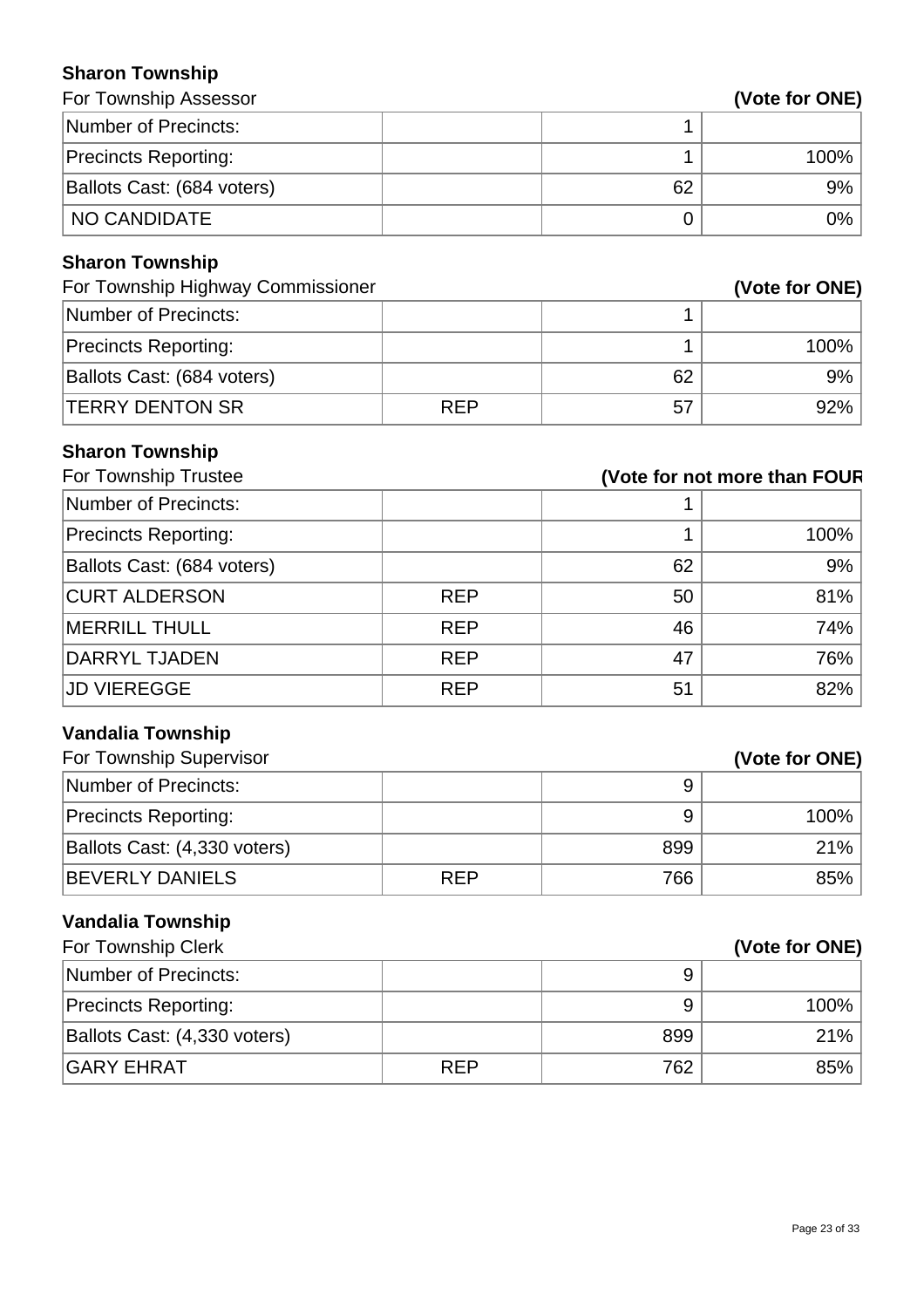**Sharon Township**

For Township Assessor **(Vote for ONE)**

| | | | |
|---|---|---|---|
| Number of Precincts: | | 1 | |
| Precincts Reporting: | | 1 | 100% |
| Ballots Cast: (684 voters) | | 62 | 9% |
| NO CANDIDATE | | 0 | 0% |

**Sharon Township**

For Township Highway Commissioner **(Vote for ONE)**

| | | | |
|---|---|---|---|
| Number of Precincts: | | 1 | |
| Precincts Reporting: | | 1 | 100% |
| Ballots Cast: (684 voters) | | 62 | 9% |
| TERRY DENTON SR | REP | 57 | 92% |

**Sharon Township**

For Township Trustee **(Vote for not more than FOUR**

| | | | |
|---|---|---|---|
| Number of Precincts: | | 1 | |
| Precincts Reporting: | | 1 | 100% |
| Ballots Cast: (684 voters) | | 62 | 9% |
| CURT ALDERSON | REP | 50 | 81% |
| MERRILL THULL | REP | 46 | 74% |
| DARRYL TJADEN | REP | 47 | 76% |
| JD VIEREGGE | REP | 51 | 82% |

**Vandalia Township**

For Township Supervisor **(Vote for ONE)**

| | | | |
|---|---|---|---|
| Number of Precincts: | | 9 | |
| Precincts Reporting: | | 9 | 100% |
| Ballots Cast: (4,330 voters) | | 899 | 21% |
| BEVERLY DANIELS | REP | 766 | 85% |

**Vandalia Township**

For Township Clerk **(Vote for ONE)**

| | | | |
|---|---|---|---|
| Number of Precincts: | | 9 | |
| Precincts Reporting: | | 9 | 100% |
| Ballots Cast: (4,330 voters) | | 899 | 21% |
| GARY EHRAT | REP | 762 | 85% |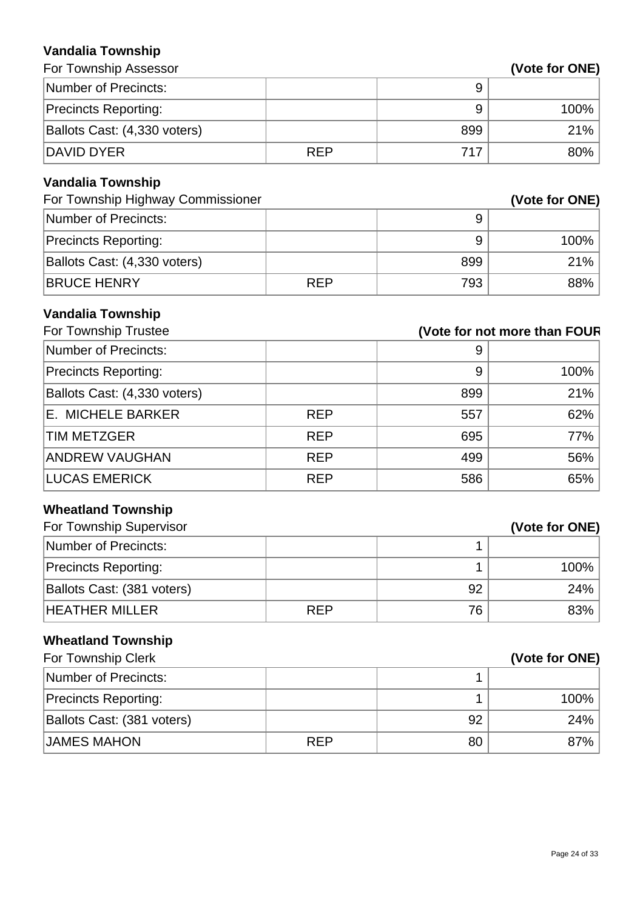**Vandalia Township**

For Township Assessor **(Vote for ONE)**

| | | | |
|---|---|---|---|
| Number of Precincts: | | 9 | |
| Precincts Reporting: | | 9 | 100% |
| Ballots Cast: (4,330 voters) | | 899 | 21% |
| DAVID DYER | REP | 717 | 80% |

**Vandalia Township**

For Township Highway Commissioner **(Vote for ONE)**

| | | | |
|---|---|---|---|
| Number of Precincts: | | 9 | |
| Precincts Reporting: | | 9 | 100% |
| Ballots Cast: (4,330 voters) | | 899 | 21% |
| BRUCE HENRY | REP | 793 | 88% |

**Vandalia Township**

For Township Trustee **(Vote for not more than FOUR**

| | | | |
|---|---|---|---|
| Number of Precincts: | | 9 | |
| Precincts Reporting: | | 9 | 100% |
| Ballots Cast: (4,330 voters) | | 899 | 21% |
| E. MICHELE BARKER | REP | 557 | 62% |
| TIM METZGER | REP | 695 | 77% |
| ANDREW VAUGHAN | REP | 499 | 56% |
| LUCAS EMERICK | REP | 586 | 65% |

**Wheatland Township**

For Township Supervisor **(Vote for ONE)**

| | | | |
|---|---|---|---|
| Number of Precincts: | | 1 | |
| Precincts Reporting: | | 1 | 100% |
| Ballots Cast: (381 voters) | | 92 | 24% |
| HEATHER MILLER | REP | 76 | 83% |

**Wheatland Township**

For Township Clerk **(Vote for ONE)**

| | | | |
|---|---|---|---|
| Number of Precincts: | | 1 | |
| Precincts Reporting: | | 1 | 100% |
| Ballots Cast: (381 voters) | | 92 | 24% |
| JAMES MAHON | REP | 80 | 87% |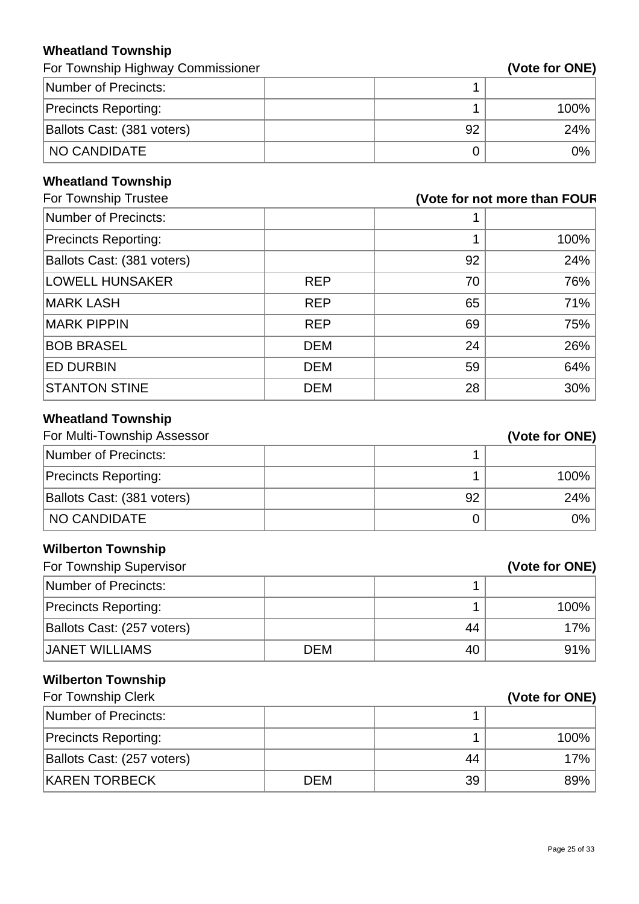### Wheatland Township

For Township Highway Commissioner **(Vote for ONE)**

| | | | |
|---|---|---|---|
| Number of Precincts: | | 1 | |
| Precincts Reporting: | | 1 | 100% |
| Ballots Cast: (381 voters) | | 92 | 24% |
| NO CANDIDATE | | 0 | 0% |

### Wheatland Township

For Township Trustee **(Vote for not more than FOUR**

| | | | |
|---|---|---|---|
| Number of Precincts: | | 1 | |
| Precincts Reporting: | | 1 | 100% |
| Ballots Cast: (381 voters) | | 92 | 24% |
| LOWELL HUNSAKER | REP | 70 | 76% |
| MARK LASH | REP | 65 | 71% |
| MARK PIPPIN | REP | 69 | 75% |
| BOB BRASEL | DEM | 24 | 26% |
| ED DURBIN | DEM | 59 | 64% |
| STANTON STINE | DEM | 28 | 30% |

### Wheatland Township

For Multi-Township Assessor **(Vote for ONE)**

| | | | |
|---|---|---|---|
| Number of Precincts: | | 1 | |
| Precincts Reporting: | | 1 | 100% |
| Ballots Cast: (381 voters) | | 92 | 24% |
| NO CANDIDATE | | 0 | 0% |

### Wilberton Township

For Township Supervisor **(Vote for ONE)**

| | | | |
|---|---|---|---|
| Number of Precincts: | | 1 | |
| Precincts Reporting: | | 1 | 100% |
| Ballots Cast: (257 voters) | | 44 | 17% |
| JANET WILLIAMS | DEM | 40 | 91% |

### Wilberton Township

For Township Clerk **(Vote for ONE)**

| | | | |
|---|---|---|---|
| Number of Precincts: | | 1 | |
| Precincts Reporting: | | 1 | 100% |
| Ballots Cast: (257 voters) | | 44 | 17% |
| KAREN TORBECK | DEM | 39 | 89% |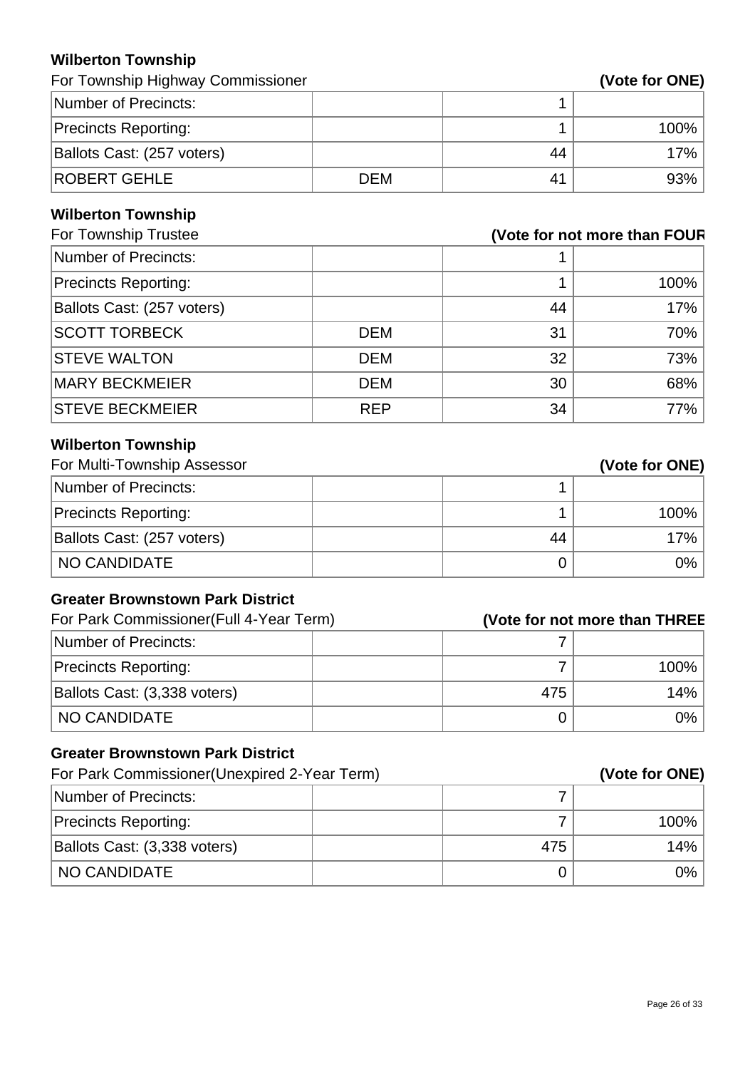**Wilberton Township**

For Township Highway Commissioner **(Vote for ONE)**

| | | | |
|---|---|---|---|
| Number of Precincts: | | 1 | |
| Precincts Reporting: | | 1 | 100% |
| Ballots Cast: (257 voters) | | 44 | 17% |
| ROBERT GEHLE | DEM | 41 | 93% |

**Wilberton Township**

For Township Trustee **(Vote for not more than FOUR**

| | | | |
|---|---|---|---|
| Number of Precincts: | | 1 | |
| Precincts Reporting: | | 1 | 100% |
| Ballots Cast: (257 voters) | | 44 | 17% |
| SCOTT TORBECK | DEM | 31 | 70% |
| STEVE WALTON | DEM | 32 | 73% |
| MARY BECKMEIER | DEM | 30 | 68% |
| STEVE BECKMEIER | REP | 34 | 77% |

**Wilberton Township**

For Multi-Township Assessor **(Vote for ONE)**

| | | | |
|---|---|---|---|
| Number of Precincts: | | 1 | |
| Precincts Reporting: | | 1 | 100% |
| Ballots Cast: (257 voters) | | 44 | 17% |
| NO CANDIDATE | | 0 | 0% |

**Greater Brownstown Park District**

For Park Commissioner(Full 4-Year Term) **(Vote for not more than THREE**

| | | | |
|---|---|---|---|
| Number of Precincts: | | 7 | |
| Precincts Reporting: | | 7 | 100% |
| Ballots Cast: (3,338 voters) | | 475 | 14% |
| NO CANDIDATE | | 0 | 0% |

**Greater Brownstown Park District**

For Park Commissioner(Unexpired 2-Year Term) **(Vote for ONE)**

| | | | |
|---|---|---|---|
| Number of Precincts: | | 7 | |
| Precincts Reporting: | | 7 | 100% |
| Ballots Cast: (3,338 voters) | | 475 | 14% |
| NO CANDIDATE | | 0 | 0% |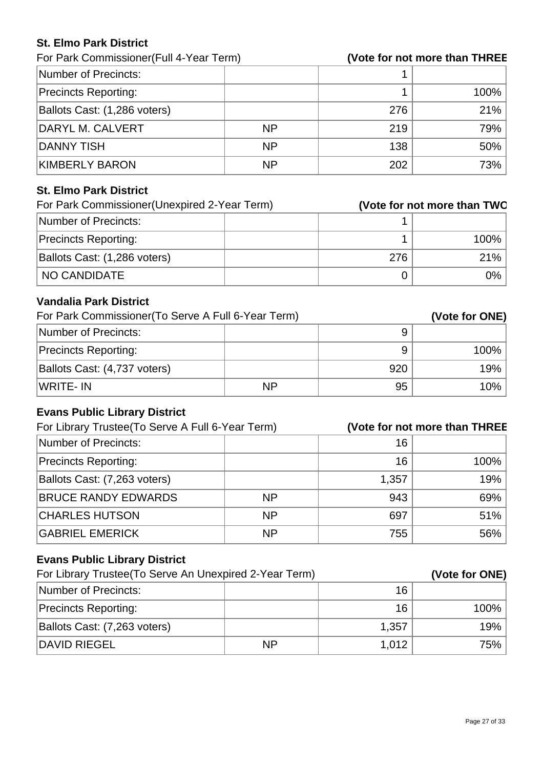### St. Elmo Park District

For Park Commissioner(Full 4-Year Term) **(Vote for not more than THREE**

| | | | |
|---|---|---|---|
| Number of Precincts: | | 1 | |
| Precincts Reporting: | | 1 | 100% |
| Ballots Cast: (1,286 voters) | | 276 | 21% |
| DARYL M. CALVERT | NP | 219 | 79% |
| DANNY TISH | NP | 138 | 50% |
| KIMBERLY BARON | NP | 202 | 73% |

### St. Elmo Park District

For Park Commissioner(Unexpired 2-Year Term) **(Vote for not more than TWO**

| | | | |
|---|---|---|---|
| Number of Precincts: | | 1 | |
| Precincts Reporting: | | 1 | 100% |
| Ballots Cast: (1,286 voters) | | 276 | 21% |
| NO CANDIDATE | | 0 | 0% |

### Vandalia Park District

For Park Commissioner(To Serve A Full 6-Year Term) **(Vote for ONE)**

| | | | |
|---|---|---|---|
| Number of Precincts: | | 9 | |
| Precincts Reporting: | | 9 | 100% |
| Ballots Cast: (4,737 voters) | | 920 | 19% |
| WRITE- IN | NP | 95 | 10% |

### Evans Public Library District

For Library Trustee(To Serve A Full 6-Year Term) **(Vote for not more than THREE**

| | | | |
|---|---|---|---|
| Number of Precincts: | | 16 | |
| Precincts Reporting: | | 16 | 100% |
| Ballots Cast: (7,263 voters) | | 1,357 | 19% |
| BRUCE RANDY EDWARDS | NP | 943 | 69% |
| CHARLES HUTSON | NP | 697 | 51% |
| GABRIEL EMERICK | NP | 755 | 56% |

### Evans Public Library District

For Library Trustee(To Serve An Unexpired 2-Year Term) **(Vote for ONE)**

| | | | |
|---|---|---|---|
| Number of Precincts: | | 16 | |
| Precincts Reporting: | | 16 | 100% |
| Ballots Cast: (7,263 voters) | | 1,357 | 19% |
| DAVID RIEGEL | NP | 1,012 | 75% |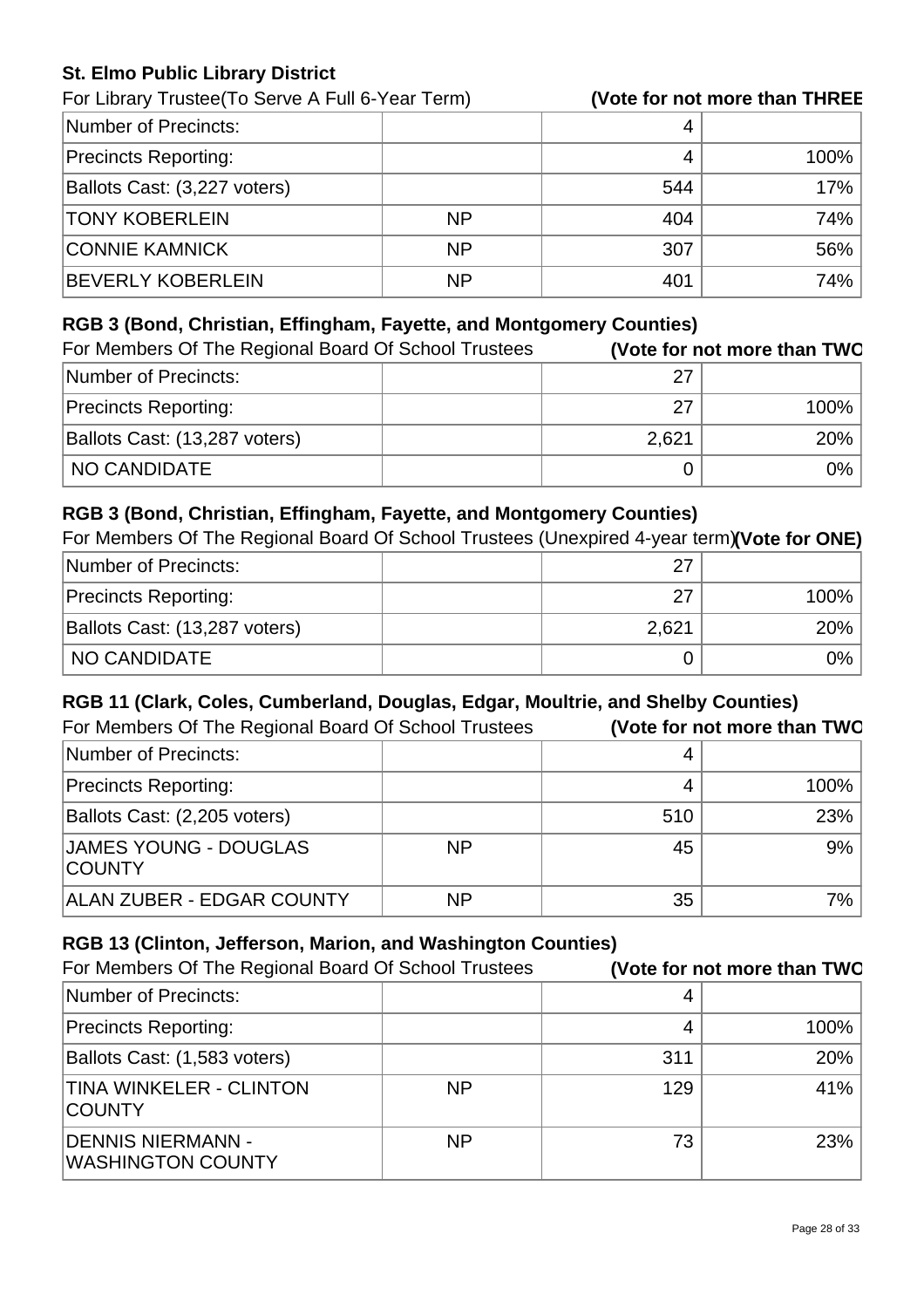**St. Elmo Public Library District**

For Library Trustee(To Serve A Full 6-Year Term) **(Vote for not more than THREE**

| | | | |
|---|---|---|---|
| Number of Precincts: | | 4 | |
| Precincts Reporting: | | 4 | 100% |
| Ballots Cast: (3,227 voters) | | 544 | 17% |
| TONY KOBERLEIN | NP | 404 | 74% |
| CONNIE KAMNICK | NP | 307 | 56% |
| BEVERLY KOBERLEIN | NP | 401 | 74% |

**RGB 3 (Bond, Christian, Effingham, Fayette, and Montgomery Counties)**

For Members Of The Regional Board Of School Trustees **(Vote for not more than TWO**

| | | | |
|---|---|---|---|
| Number of Precincts: | | 27 | |
| Precincts Reporting: | | 27 | 100% |
| Ballots Cast: (13,287 voters) | | 2,621 | 20% |
| NO CANDIDATE | | 0 | 0% |

**RGB 3 (Bond, Christian, Effingham, Fayette, and Montgomery Counties)**

For Members Of The Regional Board Of School Trustees (Unexpired 4-year term) **(Vote for ONE)**

| | | | |
|---|---|---|---|
| Number of Precincts: | | 27 | |
| Precincts Reporting: | | 27 | 100% |
| Ballots Cast: (13,287 voters) | | 2,621 | 20% |
| NO CANDIDATE | | 0 | 0% |

**RGB 11 (Clark, Coles, Cumberland, Douglas, Edgar, Moultrie, and Shelby Counties)**

For Members Of The Regional Board Of School Trustees **(Vote for not more than TWO**

| | | | |
|---|---|---|---|
| Number of Precincts: | | 4 | |
| Precincts Reporting: | | 4 | 100% |
| Ballots Cast: (2,205 voters) | | 510 | 23% |
| JAMES YOUNG - DOUGLAS COUNTY | NP | 45 | 9% |
| ALAN ZUBER - EDGAR COUNTY | NP | 35 | 7% |

**RGB 13 (Clinton, Jefferson, Marion, and Washington Counties)**

For Members Of The Regional Board Of School Trustees **(Vote for not more than TWO**

| | | | |
|---|---|---|---|
| Number of Precincts: | | 4 | |
| Precincts Reporting: | | 4 | 100% |
| Ballots Cast: (1,583 voters) | | 311 | 20% |
| TINA WINKELER - CLINTON COUNTY | NP | 129 | 41% |
| DENNIS NIERMANN - WASHINGTON COUNTY | NP | 73 | 23% |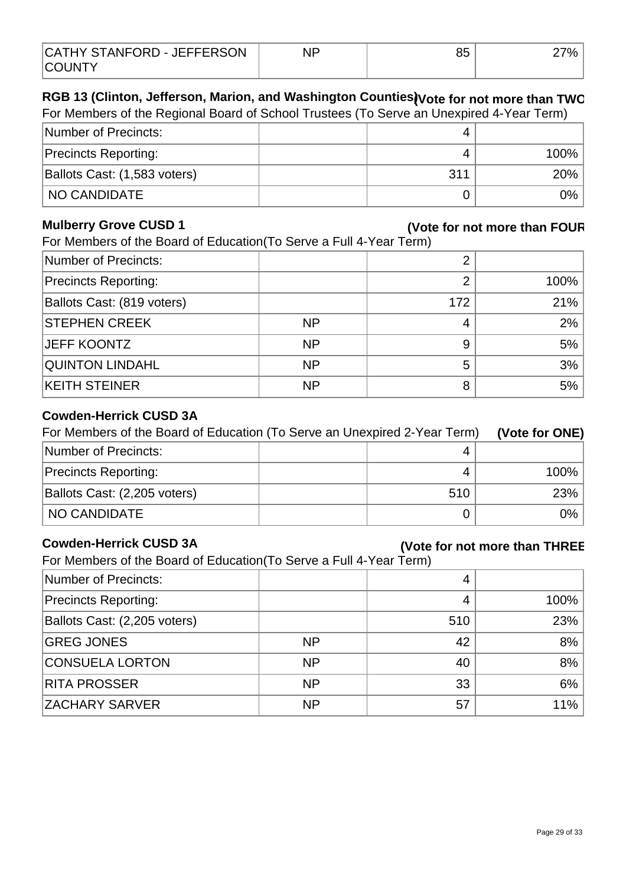| | | | |
|---|---|---|---|
| CATHY STANFORD - JEFFERSON COUNTY | NP | 85 | 27% |

**RGB 13 (Clinton, Jefferson, Marion, and Washington Counties)** **(Vote for not more than TWO**

For Members of the Regional Board of School Trustees (To Serve an Unexpired 4-Year Term)

| | | | |
|---|---|---|---|
| Number of Precincts: | | 4 | |
| Precincts Reporting: | | 4 | 100% |
| Ballots Cast: (1,583 voters) | | 311 | 20% |
| NO CANDIDATE | | 0 | 0% |

**Mulberry Grove CUSD 1** **(Vote for not more than FOUR**

For Members of the Board of Education(To Serve a Full 4-Year Term)

| | | | |
|---|---|---|---|
| Number of Precincts: | | 2 | |
| Precincts Reporting: | | 2 | 100% |
| Ballots Cast: (819 voters) | | 172 | 21% |
| STEPHEN CREEK | NP | 4 | 2% |
| JEFF KOONTZ | NP | 9 | 5% |
| QUINTON LINDAHL | NP | 5 | 3% |
| KEITH STEINER | NP | 8 | 5% |

**Cowden-Herrick CUSD 3A**

For Members of the Board of Education (To Serve an Unexpired 2-Year Term) **(Vote for ONE)**

| | | | |
|---|---|---|---|
| Number of Precincts: | | 4 | |
| Precincts Reporting: | | 4 | 100% |
| Ballots Cast: (2,205 voters) | | 510 | 23% |
| NO CANDIDATE | | 0 | 0% |

**Cowden-Herrick CUSD 3A** **(Vote for not more than THREE**

For Members of the Board of Education(To Serve a Full 4-Year Term)

| | | | |
|---|---|---|---|
| Number of Precincts: | | 4 | |
| Precincts Reporting: | | 4 | 100% |
| Ballots Cast: (2,205 voters) | | 510 | 23% |
| GREG JONES | NP | 42 | 8% |
| CONSUELA LORTON | NP | 40 | 8% |
| RITA PROSSER | NP | 33 | 6% |
| ZACHARY SARVER | NP | 57 | 11% |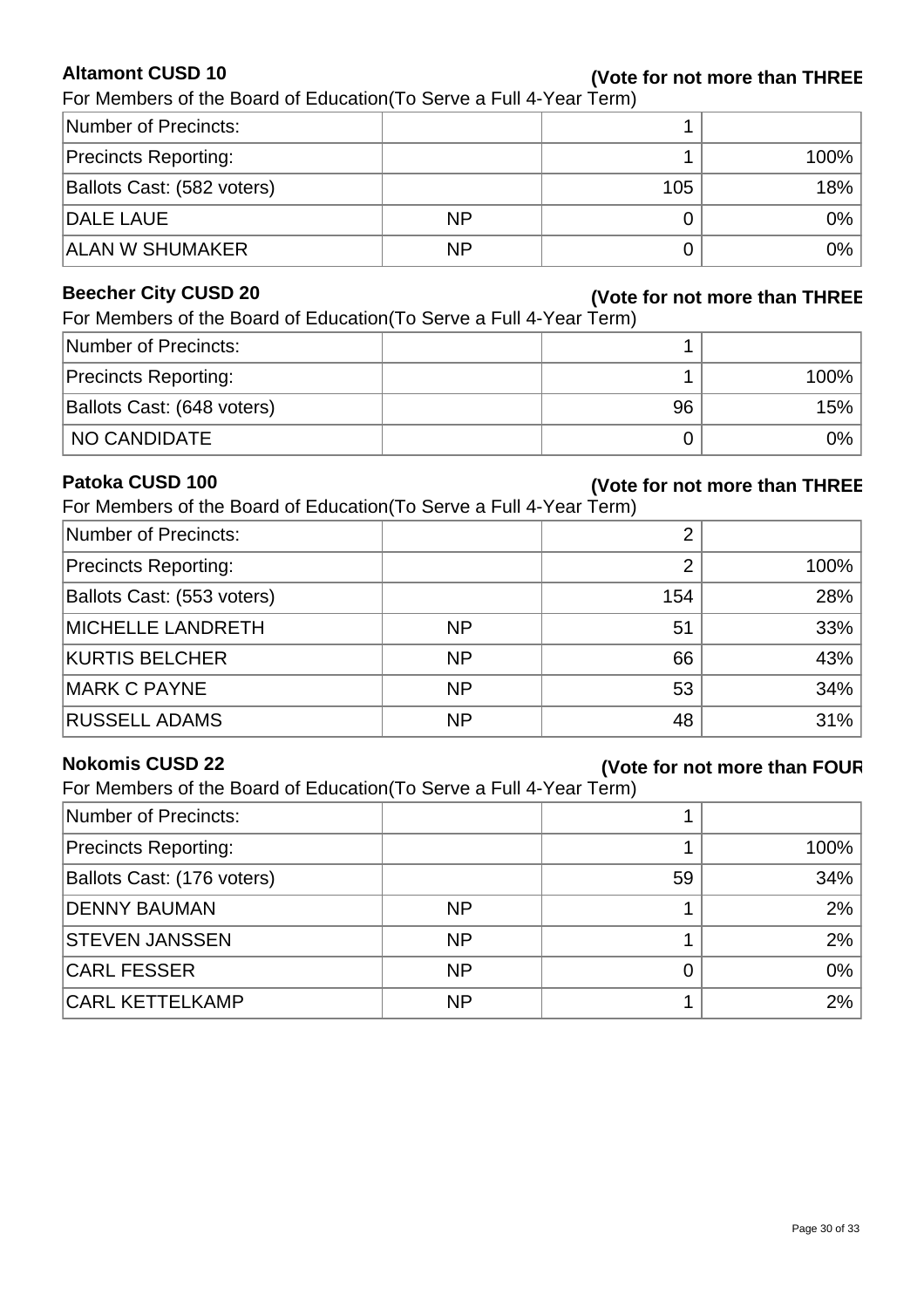## Altamont CUSD 10

**(Vote for not more than THREE**

For Members of the Board of Education(To Serve a Full 4-Year Term)

| | | | |
|---|---|---|---|
| Number of Precincts: | | 1 | |
| Precincts Reporting: | | 1 | 100% |
| Ballots Cast: (582 voters) | | 105 | 18% |
| DALE LAUE | NP | 0 | 0% |
| ALAN W SHUMAKER | NP | 0 | 0% |

## Beecher City CUSD 20

**(Vote for not more than THREE**

For Members of the Board of Education(To Serve a Full 4-Year Term)

| | | | |
|---|---|---|---|
| Number of Precincts: | | 1 | |
| Precincts Reporting: | | 1 | 100% |
| Ballots Cast: (648 voters) | | 96 | 15% |
| NO CANDIDATE | | 0 | 0% |

## Patoka CUSD 100

**(Vote for not more than THREE**

For Members of the Board of Education(To Serve a Full 4-Year Term)

| | | | |
|---|---|---|---|
| Number of Precincts: | | 2 | |
| Precincts Reporting: | | 2 | 100% |
| Ballots Cast: (553 voters) | | 154 | 28% |
| MICHELLE LANDRETH | NP | 51 | 33% |
| KURTIS BELCHER | NP | 66 | 43% |
| MARK C PAYNE | NP | 53 | 34% |
| RUSSELL ADAMS | NP | 48 | 31% |

## Nokomis CUSD 22

**(Vote for not more than FOUR**

For Members of the Board of Education(To Serve a Full 4-Year Term)

| | | | |
|---|---|---|---|
| Number of Precincts: | | 1 | |
| Precincts Reporting: | | 1 | 100% |
| Ballots Cast: (176 voters) | | 59 | 34% |
| DENNY BAUMAN | NP | 1 | 2% |
| STEVEN JANSSEN | NP | 1 | 2% |
| CARL FESSER | NP | 0 | 0% |
| CARL KETTELKAMP | NP | 1 | 2% |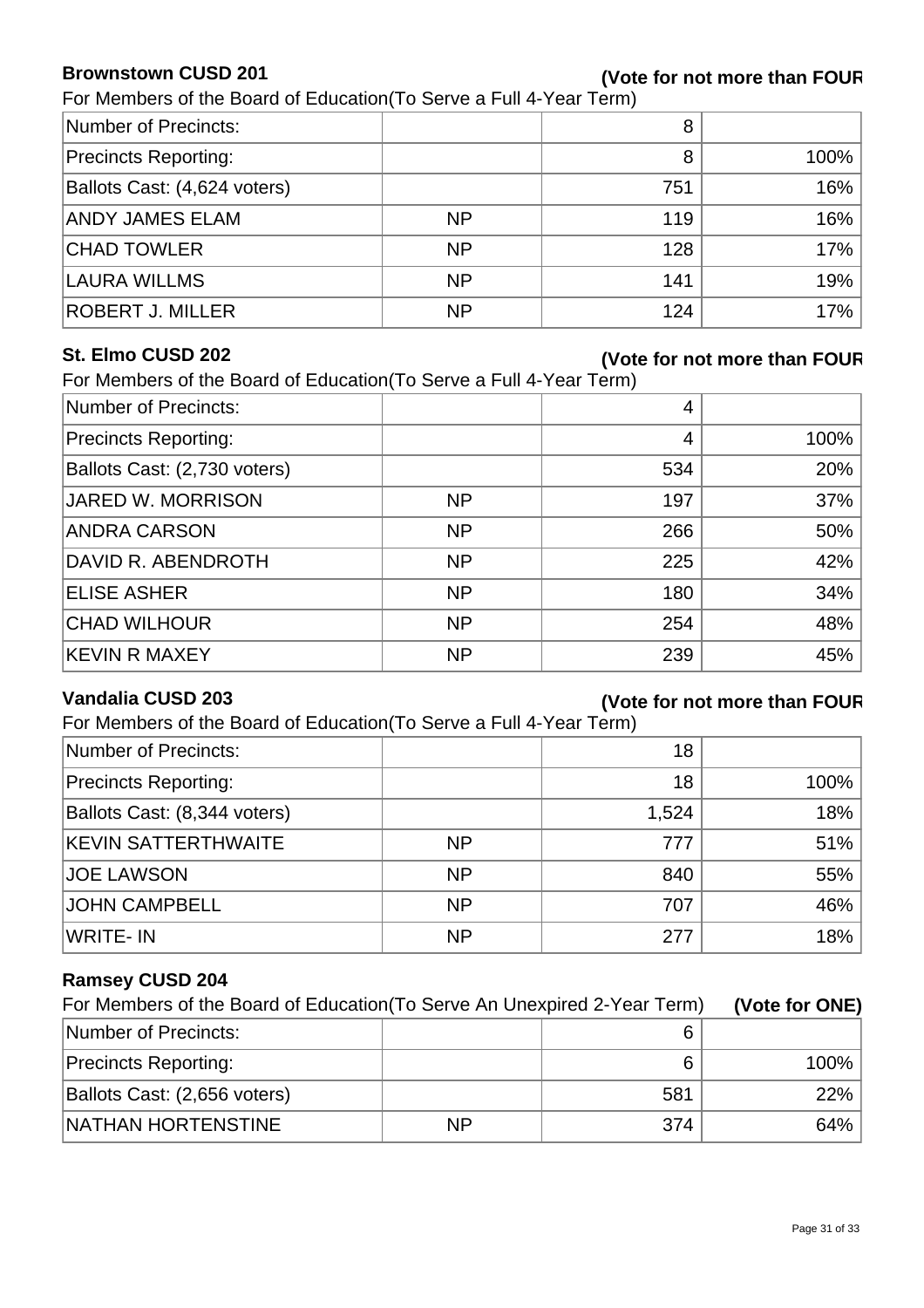### Brownstown CUSD 201

**(Vote for not more than FOUR**

For Members of the Board of Education(To Serve a Full 4-Year Term)

| | | | |
|---|---|---|---|
| Number of Precincts: | | 8 | |
| Precincts Reporting: | | 8 | 100% |
| Ballots Cast: (4,624 voters) | | 751 | 16% |
| ANDY JAMES ELAM | NP | 119 | 16% |
| CHAD TOWLER | NP | 128 | 17% |
| LAURA WILLMS | NP | 141 | 19% |
| ROBERT J. MILLER | NP | 124 | 17% |

### St. Elmo CUSD 202

**(Vote for not more than FOUR**

For Members of the Board of Education(To Serve a Full 4-Year Term)

| | | | |
|---|---|---|---|
| Number of Precincts: | | 4 | |
| Precincts Reporting: | | 4 | 100% |
| Ballots Cast: (2,730 voters) | | 534 | 20% |
| JARED W. MORRISON | NP | 197 | 37% |
| ANDRA CARSON | NP | 266 | 50% |
| DAVID R. ABENDROTH | NP | 225 | 42% |
| ELISE ASHER | NP | 180 | 34% |
| CHAD WILHOUR | NP | 254 | 48% |
| KEVIN R MAXEY | NP | 239 | 45% |

### Vandalia CUSD 203

**(Vote for not more than FOUR**

For Members of the Board of Education(To Serve a Full 4-Year Term)

| | | | |
|---|---|---|---|
| Number of Precincts: | | 18 | |
| Precincts Reporting: | | 18 | 100% |
| Ballots Cast: (8,344 voters) | | 1,524 | 18% |
| KEVIN SATTERTHWAITE | NP | 777 | 51% |
| JOE LAWSON | NP | 840 | 55% |
| JOHN CAMPBELL | NP | 707 | 46% |
| WRITE- IN | NP | 277 | 18% |

### Ramsey CUSD 204

For Members of the Board of Education(To Serve An Unexpired 2-Year Term) **(Vote for ONE)**

| | | | |
|---|---|---|---|
| Number of Precincts: | | 6 | |
| Precincts Reporting: | | 6 | 100% |
| Ballots Cast: (2,656 voters) | | 581 | 22% |
| NATHAN HORTENSTINE | NP | 374 | 64% |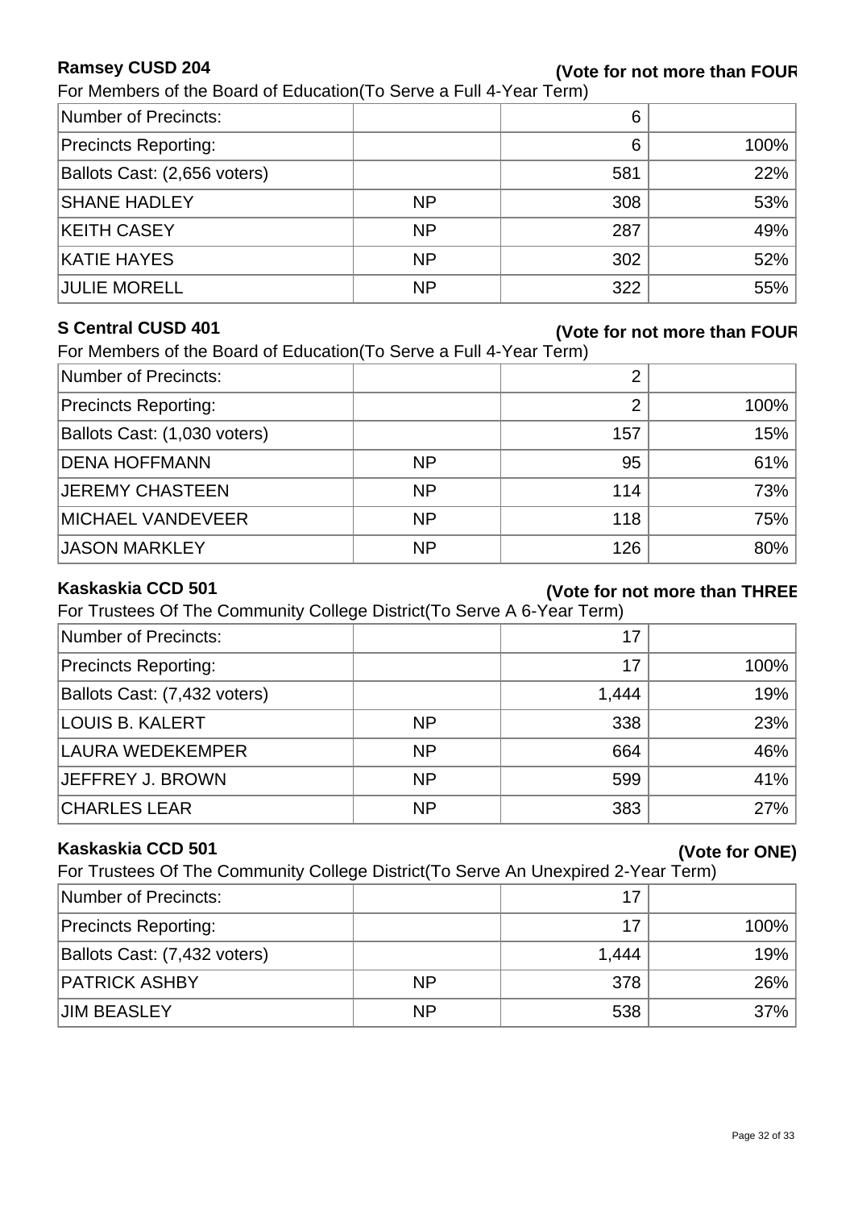## Ramsey CUSD 204

**(Vote for not more than FOUR**

For Members of the Board of Education(To Serve a Full 4-Year Term)

| | | | |
|---|---|---|---|
| Number of Precincts: | | 6 | |
| Precincts Reporting: | | 6 | 100% |
| Ballots Cast: (2,656 voters) | | 581 | 22% |
| SHANE HADLEY | NP | 308 | 53% |
| KEITH CASEY | NP | 287 | 49% |
| KATIE HAYES | NP | 302 | 52% |
| JULIE MORELL | NP | 322 | 55% |

## S Central CUSD 401

**(Vote for not more than FOUR**

For Members of the Board of Education(To Serve a Full 4-Year Term)

| | | | |
|---|---|---|---|
| Number of Precincts: | | 2 | |
| Precincts Reporting: | | 2 | 100% |
| Ballots Cast: (1,030 voters) | | 157 | 15% |
| DENA HOFFMANN | NP | 95 | 61% |
| JEREMY CHASTEEN | NP | 114 | 73% |
| MICHAEL VANDEVEER | NP | 118 | 75% |
| JASON MARKLEY | NP | 126 | 80% |

## Kaskaskia CCD 501

**(Vote for not more than THREE**

For Trustees Of The Community College District(To Serve A 6-Year Term)

| | | | |
|---|---|---|---|
| Number of Precincts: | | 17 | |
| Precincts Reporting: | | 17 | 100% |
| Ballots Cast: (7,432 voters) | | 1,444 | 19% |
| LOUIS B. KALERT | NP | 338 | 23% |
| LAURA WEDEKEMPER | NP | 664 | 46% |
| JEFFREY J. BROWN | NP | 599 | 41% |
| CHARLES LEAR | NP | 383 | 27% |

## Kaskaskia CCD 501

**(Vote for ONE)**

For Trustees Of The Community College District(To Serve An Unexpired 2-Year Term)

| | | | |
|---|---|---|---|
| Number of Precincts: | | 17 | |
| Precincts Reporting: | | 17 | 100% |
| Ballots Cast: (7,432 voters) | | 1,444 | 19% |
| PATRICK ASHBY | NP | 378 | 26% |
| JIM BEASLEY | NP | 538 | 37% |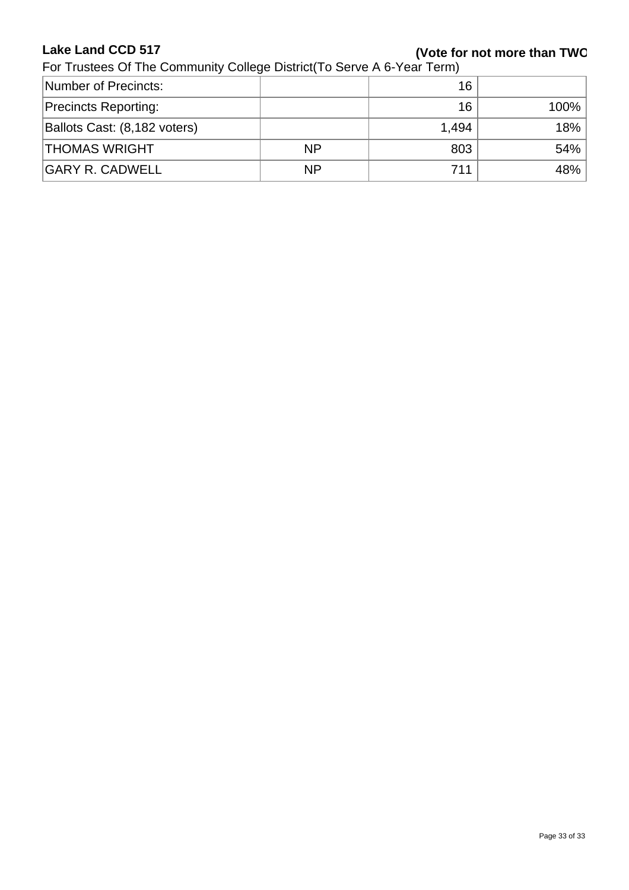**Lake Land CCD 517**

**(Vote for not more than TWO**

For Trustees Of The Community College District(To Serve A 6-Year Term)

| | | | |
|---|---|---|---|
| Number of Precincts: | | 16 | |
| Precincts Reporting: | | 16 | 100% |
| Ballots Cast: (8,182 voters) | | 1,494 | 18% |
| THOMAS WRIGHT | NP | 803 | 54% |
| GARY R. CADWELL | NP | 711 | 48% |